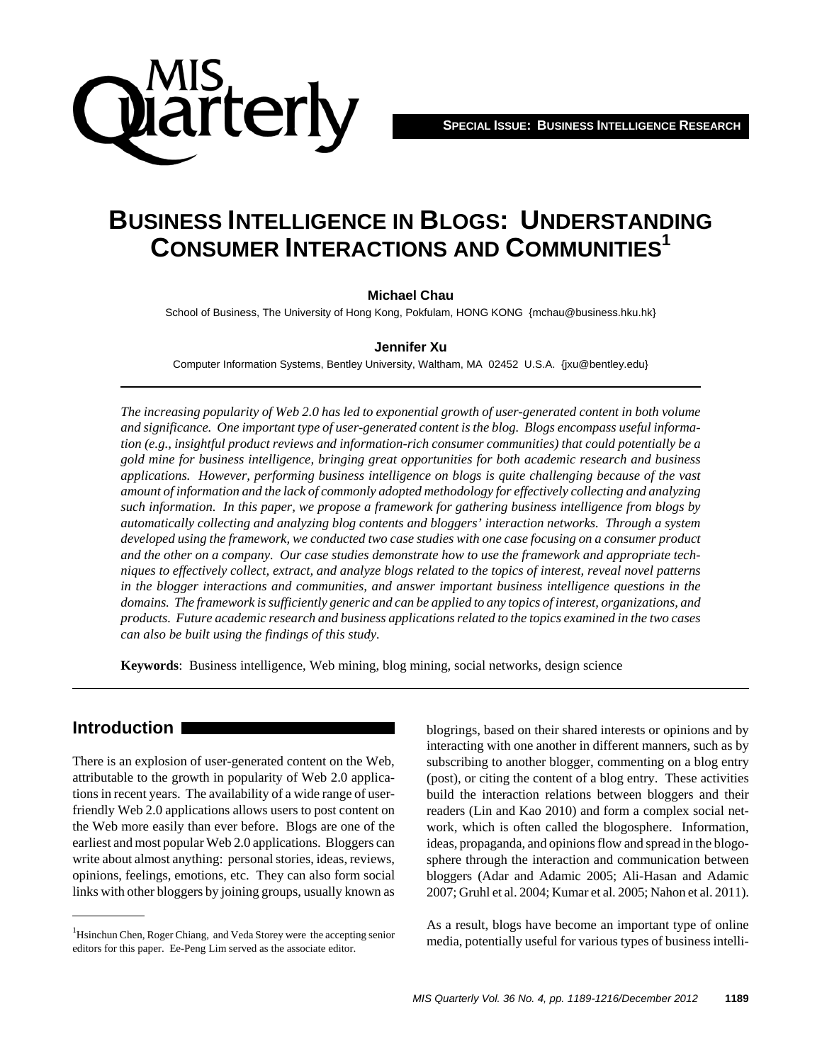**SPECIAL ISSUE: BUSINESS INTELLIGENCE RESEARCH**

# BUSINESS INTELLIGENCE IN BLOGS: UNDERSTANDING CONSUMER INTERACTIONS AND COMMUNITIES[1]

**Michael Chau**

School of Business, The University of Hong Kong, Pokfulam, HONG KONG {mchau@business.hku.hk}

**Jennifer Xu**

Computer Information Systems, Bentley University, Waltham, MA 02452 U.S.A. {jxu@bentley.edu}

*The increasing popularity of Web 2.0 has led to exponential growth of user-generated content in both volume and significance. One important type of user-generated content is the blog. Blogs encompass useful information (e.g., insightful product reviews and information-rich consumer communities) that could potentially be a gold mine for business intelligence, bringing great opportunities for both academic research and business applications. However, performing business intelligence on blogs is quite challenging because of the vast amount of information and the lack of commonly adopted methodology for effectively collecting and analyzing such information. In this paper, we propose a framework for gathering business intelligence from blogs by automatically collecting and analyzing blog contents and bloggers' interaction networks. Through a system developed using the framework, we conducted two case studies with one case focusing on a consumer product and the other on a company. Our case studies demonstrate how to use the framework and appropriate techniques to effectively collect, extract, and analyze blogs related to the topics of interest, reveal novel patterns in the blogger interactions and communities, and answer important business intelligence questions in the domains. The framework is sufficiently generic and can be applied to any topics of interest, organizations, and products. Future academic research and business applications related to the topics examined in the two cases can also be built using the findings of this study.*

**Keywords**: Business intelligence, Web mining, blog mining, social networks, design science

## Introduction

There is an explosion of user-generated content on the Web, attributable to the growth in popularity of Web 2.0 applications in recent years. The availability of a wide range of user-friendly Web 2.0 applications allows users to post content on the Web more easily than ever before. Blogs are one of the earliest and most popular Web 2.0 applications. Bloggers can write about almost anything: personal stories, ideas, reviews, opinions, feelings, emotions, etc. They can also form social links with other bloggers by joining groups, usually known as blogrings, based on their shared interests or opinions and by interacting with one another in different manners, such as by subscribing to another blogger, commenting on a blog entry (post), or citing the content of a blog entry. These activities build the interaction relations between bloggers and their readers (Lin and Kao 2010) and form a complex social network, which is often called the blogosphere. Information, ideas, propaganda, and opinions flow and spread in the blogosphere through the interaction and communication between bloggers (Adar and Adamic 2005; Ali-Hasan and Adamic 2007; Gruhl et al. 2004; Kumar et al. 2005; Nahon et al. 2011).

As a result, blogs have become an important type of online media, potentially useful for various types of business intelli-

---

[1] Hsinchun Chen, Roger Chiang, and Veda Storey were the accepting senior editors for this paper. Ee-Peng Lim served as the associate editor.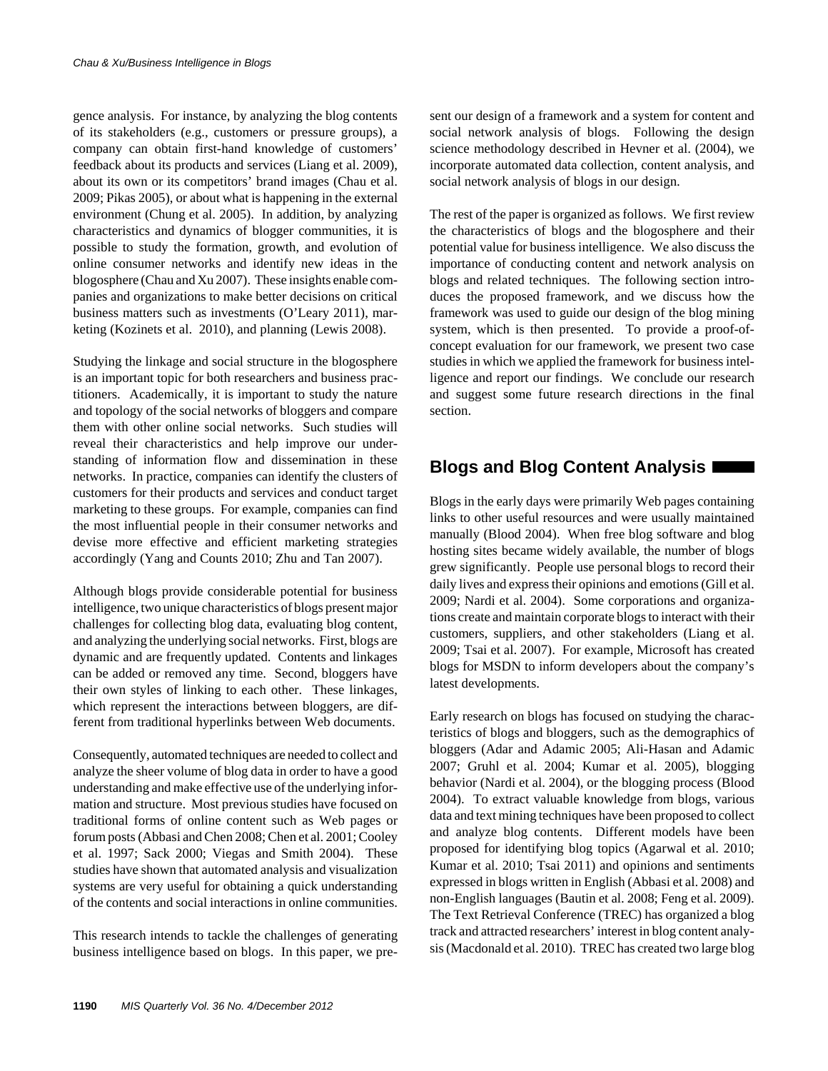gence analysis. For instance, by analyzing the blog contents of its stakeholders (e.g., customers or pressure groups), a company can obtain first-hand knowledge of customers' feedback about its products and services (Liang et al. 2009), about its own or its competitors' brand images (Chau et al. 2009; Pikas 2005), or about what is happening in the external environment (Chung et al. 2005). In addition, by analyzing characteristics and dynamics of blogger communities, it is possible to study the formation, growth, and evolution of online consumer networks and identify new ideas in the blogosphere (Chau and Xu 2007). These insights enable companies and organizations to make better decisions on critical business matters such as investments (O'Leary 2011), marketing (Kozinets et al. 2010), and planning (Lewis 2008).

Studying the linkage and social structure in the blogosphere is an important topic for both researchers and business practitioners. Academically, it is important to study the nature and topology of the social networks of bloggers and compare them with other online social networks. Such studies will reveal their characteristics and help improve our understanding of information flow and dissemination in these networks. In practice, companies can identify the clusters of customers for their products and services and conduct target marketing to these groups. For example, companies can find the most influential people in their consumer networks and devise more effective and efficient marketing strategies accordingly (Yang and Counts 2010; Zhu and Tan 2007).

Although blogs provide considerable potential for business intelligence, two unique characteristics of blogs present major challenges for collecting blog data, evaluating blog content, and analyzing the underlying social networks. First, blogs are dynamic and are frequently updated. Contents and linkages can be added or removed any time. Second, bloggers have their own styles of linking to each other. These linkages, which represent the interactions between bloggers, are different from traditional hyperlinks between Web documents.

Consequently, automated techniques are needed to collect and analyze the sheer volume of blog data in order to have a good understanding and make effective use of the underlying information and structure. Most previous studies have focused on traditional forms of online content such as Web pages or forum posts (Abbasi and Chen 2008; Chen et al. 2001; Cooley et al. 1997; Sack 2000; Viegas and Smith 2004). These studies have shown that automated analysis and visualization systems are very useful for obtaining a quick understanding of the contents and social interactions in online communities.

This research intends to tackle the challenges of generating business intelligence based on blogs. In this paper, we present our design of a framework and a system for content and social network analysis of blogs. Following the design science methodology described in Hevner et al. (2004), we incorporate automated data collection, content analysis, and social network analysis of blogs in our design.

The rest of the paper is organized as follows. We first review the characteristics of blogs and the blogosphere and their potential value for business intelligence. We also discuss the importance of conducting content and network analysis on blogs and related techniques. The following section introduces the proposed framework, and we discuss how the framework was used to guide our design of the blog mining system, which is then presented. To provide a proof-of-concept evaluation for our framework, we present two case studies in which we applied the framework for business intelligence and report our findings. We conclude our research and suggest some future research directions in the final section.

## Blogs and Blog Content Analysis

Blogs in the early days were primarily Web pages containing links to other useful resources and were usually maintained manually (Blood 2004). When free blog software and blog hosting sites became widely available, the number of blogs grew significantly. People use personal blogs to record their daily lives and express their opinions and emotions (Gill et al. 2009; Nardi et al. 2004). Some corporations and organizations create and maintain corporate blogs to interact with their customers, suppliers, and other stakeholders (Liang et al. 2009; Tsai et al. 2007). For example, Microsoft has created blogs for MSDN to inform developers about the company's latest developments.

Early research on blogs has focused on studying the characteristics of blogs and bloggers, such as the demographics of bloggers (Adar and Adamic 2005; Ali-Hasan and Adamic 2007; Gruhl et al. 2004; Kumar et al. 2005), blogging behavior (Nardi et al. 2004), or the blogging process (Blood 2004). To extract valuable knowledge from blogs, various data and text mining techniques have been proposed to collect and analyze blog contents. Different models have been proposed for identifying blog topics (Agarwal et al. 2010; Kumar et al. 2010; Tsai 2011) and opinions and sentiments expressed in blogs written in English (Abbasi et al. 2008) and non-English languages (Bautin et al. 2008; Feng et al. 2009). The Text Retrieval Conference (TREC) has organized a blog track and attracted researchers' interest in blog content analysis (Macdonald et al. 2010). TREC has created two large blog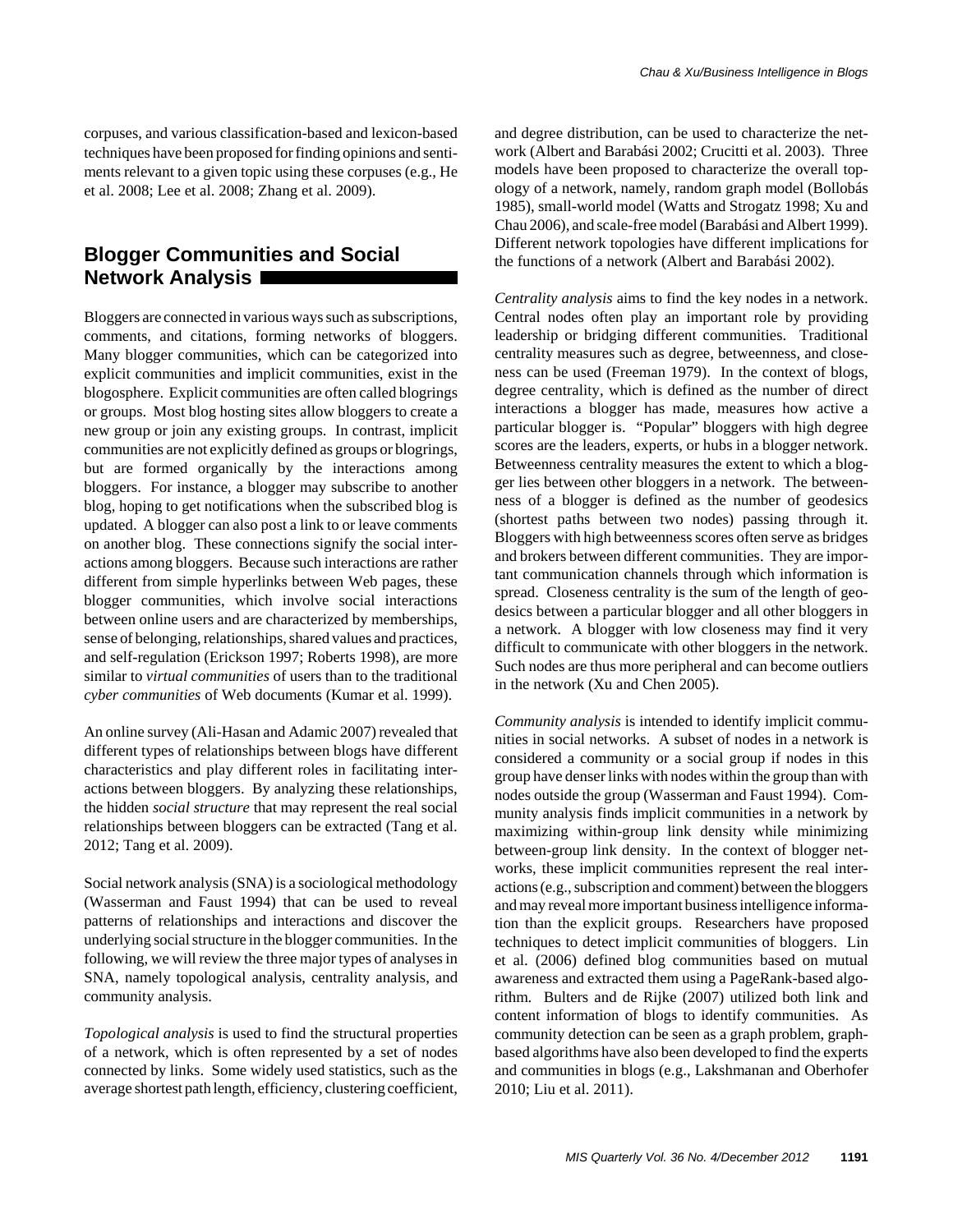corpuses, and various classification-based and lexicon-based techniques have been proposed for finding opinions and sentiments relevant to a given topic using these corpuses (e.g., He et al. 2008; Lee et al. 2008; Zhang et al. 2009).

## Blogger Communities and Social Network Analysis

Bloggers are connected in various ways such as subscriptions, comments, and citations, forming networks of bloggers. Many blogger communities, which can be categorized into explicit communities and implicit communities, exist in the blogosphere. Explicit communities are often called blogrings or groups. Most blog hosting sites allow bloggers to create a new group or join any existing groups. In contrast, implicit communities are not explicitly defined as groups or blogrings, but are formed organically by the interactions among bloggers. For instance, a blogger may subscribe to another blog, hoping to get notifications when the subscribed blog is updated. A blogger can also post a link to or leave comments on another blog. These connections signify the social interactions among bloggers. Because such interactions are rather different from simple hyperlinks between Web pages, these blogger communities, which involve social interactions between online users and are characterized by memberships, sense of belonging, relationships, shared values and practices, and self-regulation (Erickson 1997; Roberts 1998), are more similar to *virtual communities* of users than to the traditional *cyber communities* of Web documents (Kumar et al. 1999).

An online survey (Ali-Hasan and Adamic 2007) revealed that different types of relationships between blogs have different characteristics and play different roles in facilitating interactions between bloggers. By analyzing these relationships, the hidden *social structure* that may represent the real social relationships between bloggers can be extracted (Tang et al. 2012; Tang et al. 2009).

Social network analysis (SNA) is a sociological methodology (Wasserman and Faust 1994) that can be used to reveal patterns of relationships and interactions and discover the underlying social structure in the blogger communities. In the following, we will review the three major types of analyses in SNA, namely topological analysis, centrality analysis, and community analysis.

*Topological analysis* is used to find the structural properties of a network, which is often represented by a set of nodes connected by links. Some widely used statistics, such as the average shortest path length, efficiency, clustering coefficient, and degree distribution, can be used to characterize the network (Albert and Barabási 2002; Crucitti et al. 2003). Three models have been proposed to characterize the overall topology of a network, namely, random graph model (Bollobás 1985), small-world model (Watts and Strogatz 1998; Xu and Chau 2006), and scale-free model (Barabási and Albert 1999). Different network topologies have different implications for the functions of a network (Albert and Barabási 2002).

*Centrality analysis* aims to find the key nodes in a network. Central nodes often play an important role by providing leadership or bridging different communities. Traditional centrality measures such as degree, betweenness, and closeness can be used (Freeman 1979). In the context of blogs, degree centrality, which is defined as the number of direct interactions a blogger has made, measures how active a particular blogger is. "Popular" bloggers with high degree scores are the leaders, experts, or hubs in a blogger network. Betweenness centrality measures the extent to which a blogger lies between other bloggers in a network. The betweenness of a blogger is defined as the number of geodesics (shortest paths between two nodes) passing through it. Bloggers with high betweenness scores often serve as bridges and brokers between different communities. They are important communication channels through which information is spread. Closeness centrality is the sum of the length of geodesics between a particular blogger and all other bloggers in a network. A blogger with low closeness may find it very difficult to communicate with other bloggers in the network. Such nodes are thus more peripheral and can become outliers in the network (Xu and Chen 2005).

*Community analysis* is intended to identify implicit communities in social networks. A subset of nodes in a network is considered a community or a social group if nodes in this group have denser links with nodes within the group than with nodes outside the group (Wasserman and Faust 1994). Community analysis finds implicit communities in a network by maximizing within-group link density while minimizing between-group link density. In the context of blogger networks, these implicit communities represent the real interactions (e.g., subscription and comment) between the bloggers and may reveal more important business intelligence information than the explicit groups. Researchers have proposed techniques to detect implicit communities of bloggers. Lin et al. (2006) defined blog communities based on mutual awareness and extracted them using a PageRank-based algorithm. Bulters and de Rijke (2007) utilized both link and content information of blogs to identify communities. As community detection can be seen as a graph problem, graph-based algorithms have also been developed to find the experts and communities in blogs (e.g., Lakshmanan and Oberhofer 2010; Liu et al. 2011).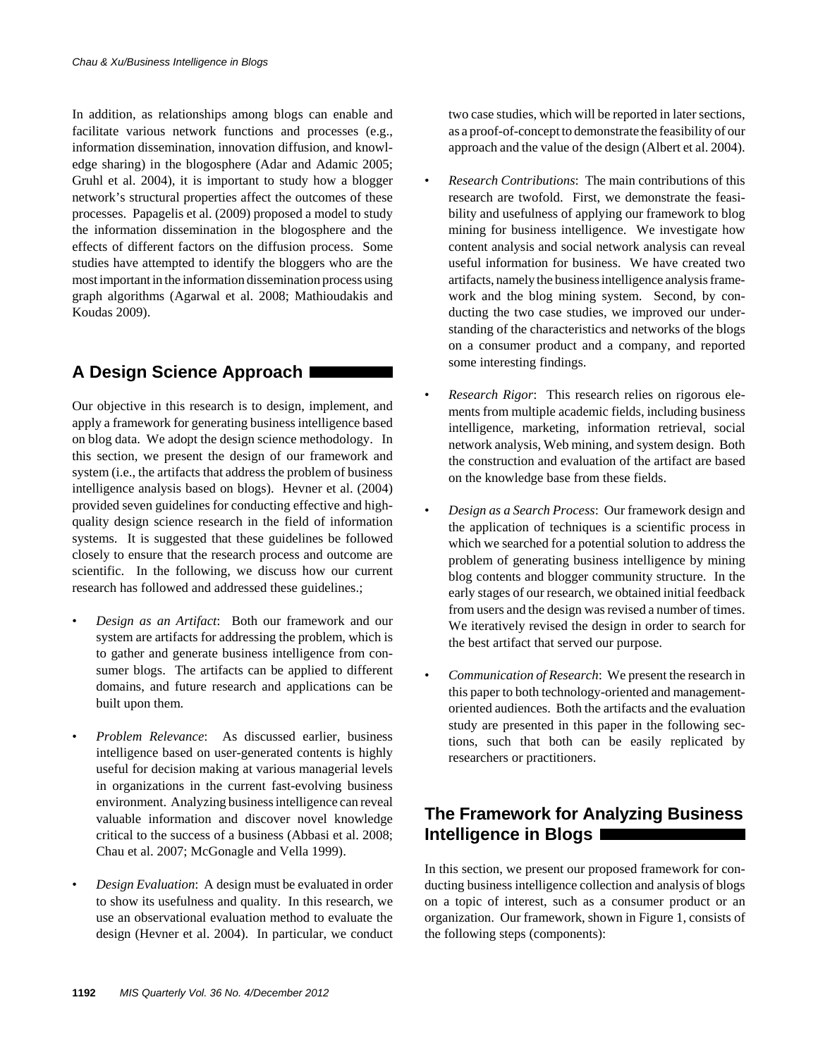In addition, as relationships among blogs can enable and facilitate various network functions and processes (e.g., information dissemination, innovation diffusion, and knowledge sharing) in the blogosphere (Adar and Adamic 2005; Gruhl et al. 2004), it is important to study how a blogger network's structural properties affect the outcomes of these processes. Papagelis et al. (2009) proposed a model to study the information dissemination in the blogosphere and the effects of different factors on the diffusion process. Some studies have attempted to identify the bloggers who are the most important in the information dissemination process using graph algorithms (Agarwal et al. 2008; Mathioudakis and Koudas 2009).

## A Design Science Approach

Our objective in this research is to design, implement, and apply a framework for generating business intelligence based on blog data. We adopt the design science methodology. In this section, we present the design of our framework and system (i.e., the artifacts that address the problem of business intelligence analysis based on blogs). Hevner et al. (2004) provided seven guidelines for conducting effective and high-quality design science research in the field of information systems. It is suggested that these guidelines be followed closely to ensure that the research process and outcome are scientific. In the following, we discuss how our current research has followed and addressed these guidelines.;

- *Design as an Artifact*: Both our framework and our system are artifacts for addressing the problem, which is to gather and generate business intelligence from consumer blogs. The artifacts can be applied to different domains, and future research and applications can be built upon them.

- *Problem Relevance*: As discussed earlier, business intelligence based on user-generated contents is highly useful for decision making at various managerial levels in organizations in the current fast-evolving business environment. Analyzing business intelligence can reveal valuable information and discover novel knowledge critical to the success of a business (Abbasi et al. 2008; Chau et al. 2007; McGonagle and Vella 1999).

- *Design Evaluation*: A design must be evaluated in order to show its usefulness and quality. In this research, we use an observational evaluation method to evaluate the design (Hevner et al. 2004). In particular, we conduct two case studies, which will be reported in later sections, as a proof-of-concept to demonstrate the feasibility of our approach and the value of the design (Albert et al. 2004).

- *Research Contributions*: The main contributions of this research are twofold. First, we demonstrate the feasibility and usefulness of applying our framework to blog mining for business intelligence. We investigate how content analysis and social network analysis can reveal useful information for business. We have created two artifacts, namely the business intelligence analysis framework and the blog mining system. Second, by conducting the two case studies, we improved our understanding of the characteristics and networks of the blogs on a consumer product and a company, and reported some interesting findings.

- *Research Rigor*: This research relies on rigorous elements from multiple academic fields, including business intelligence, marketing, information retrieval, social network analysis, Web mining, and system design. Both the construction and evaluation of the artifact are based on the knowledge base from these fields.

- *Design as a Search Process*: Our framework design and the application of techniques is a scientific process in which we searched for a potential solution to address the problem of generating business intelligence by mining blog contents and blogger community structure. In the early stages of our research, we obtained initial feedback from users and the design was revised a number of times. We iteratively revised the design in order to search for the best artifact that served our purpose.

- *Communication of Research*: We present the research in this paper to both technology-oriented and management-oriented audiences. Both the artifacts and the evaluation study are presented in this paper in the following sections, such that both can be easily replicated by researchers or practitioners.

## The Framework for Analyzing Business Intelligence in Blogs

In this section, we present our proposed framework for conducting business intelligence collection and analysis of blogs on a topic of interest, such as a consumer product or an organization. Our framework, shown in Figure 1, consists of the following steps (components):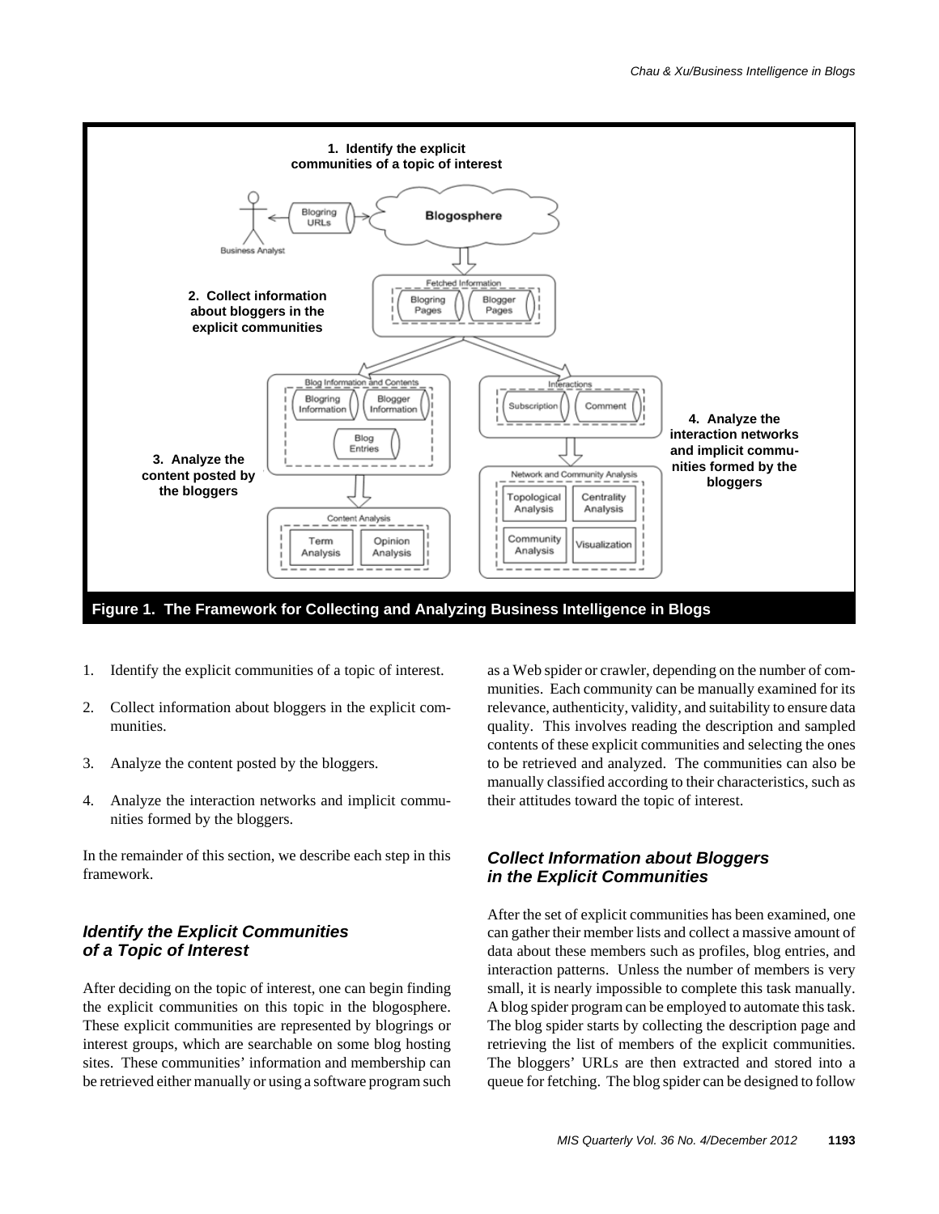Figure 1. The Framework for Collecting and Analyzing Business Intelligence in Blogs

1. Identify the explicit communities of a topic of interest.
2. Collect information about bloggers in the explicit communities.
3. Analyze the content posted by the bloggers.
4. Analyze the interaction networks and implicit communities formed by the bloggers.

In the remainder of this section, we describe each step in this framework.

### *Identify the Explicit Communities of a Topic of Interest*

After deciding on the topic of interest, one can begin finding the explicit communities on this topic in the blogosphere. These explicit communities are represented by blogrings or interest groups, which are searchable on some blog hosting sites. These communities' information and membership can be retrieved either manually or using a software program such as a Web spider or crawler, depending on the number of communities. Each community can be manually examined for its relevance, authenticity, validity, and suitability to ensure data quality. This involves reading the description and sampled contents of these explicit communities and selecting the ones to be retrieved and analyzed. The communities can also be manually classified according to their characteristics, such as their attitudes toward the topic of interest.

### *Collect Information about Bloggers in the Explicit Communities*

After the set of explicit communities has been examined, one can gather their member lists and collect a massive amount of data about these members such as profiles, blog entries, and interaction patterns. Unless the number of members is very small, it is nearly impossible to complete this task manually. A blog spider program can be employed to automate this task. The blog spider starts by collecting the description page and retrieving the list of members of the explicit communities. The bloggers' URLs are then extracted and stored into a queue for fetching. The blog spider can be designed to follow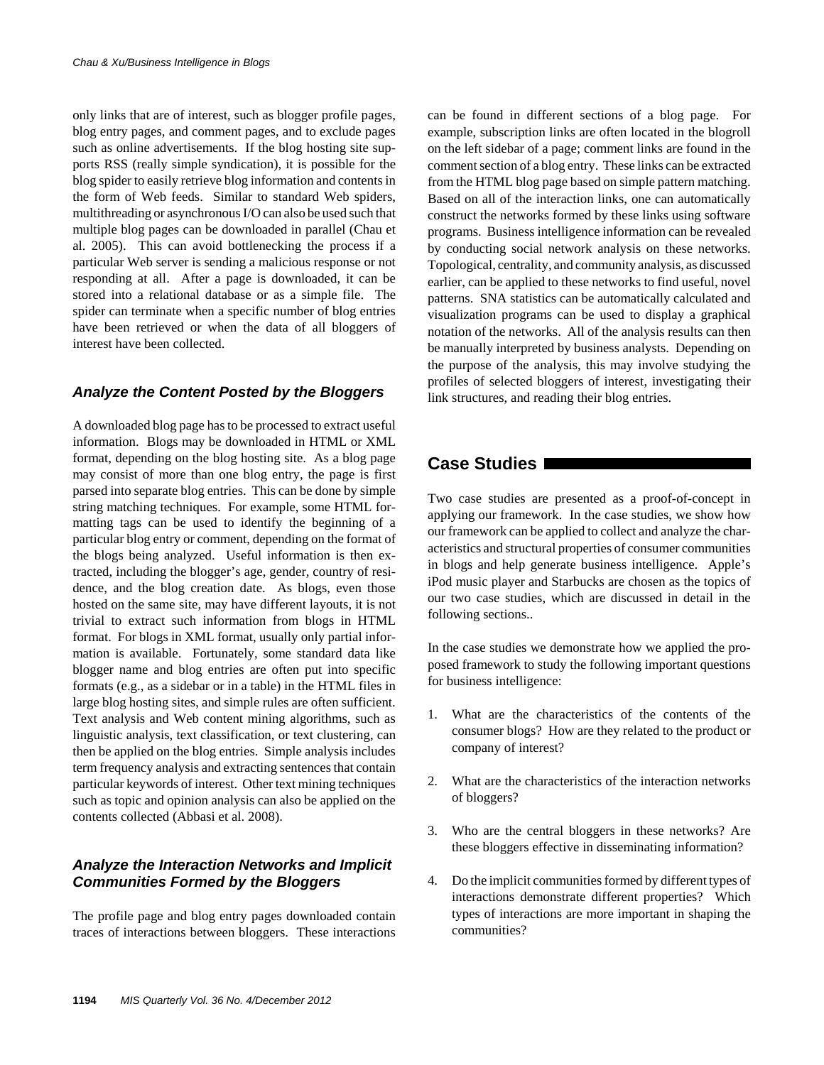only links that are of interest, such as blogger profile pages, blog entry pages, and comment pages, and to exclude pages such as online advertisements. If the blog hosting site supports RSS (really simple syndication), it is possible for the blog spider to easily retrieve blog information and contents in the form of Web feeds. Similar to standard Web spiders, multithreading or asynchronous I/O can also be used such that multiple blog pages can be downloaded in parallel (Chau et al. 2005). This can avoid bottlenecking the process if a particular Web server is sending a malicious response or not responding at all. After a page is downloaded, it can be stored into a relational database or as a simple file. The spider can terminate when a specific number of blog entries have been retrieved or when the data of all bloggers of interest have been collected.

### Analyze the Content Posted by the Bloggers

A downloaded blog page has to be processed to extract useful information. Blogs may be downloaded in HTML or XML format, depending on the blog hosting site. As a blog page may consist of more than one blog entry, the page is first parsed into separate blog entries. This can be done by simple string matching techniques. For example, some HTML formatting tags can be used to identify the beginning of a particular blog entry or comment, depending on the format of the blogs being analyzed. Useful information is then extracted, including the blogger's age, gender, country of residence, and the blog creation date. As blogs, even those hosted on the same site, may have different layouts, it is not trivial to extract such information from blogs in HTML format. For blogs in XML format, usually only partial information is available. Fortunately, some standard data like blogger name and blog entries are often put into specific formats (e.g., as a sidebar or in a table) in the HTML files in large blog hosting sites, and simple rules are often sufficient. Text analysis and Web content mining algorithms, such as linguistic analysis, text classification, or text clustering, can then be applied on the blog entries. Simple analysis includes term frequency analysis and extracting sentences that contain particular keywords of interest. Other text mining techniques such as topic and opinion analysis can also be applied on the contents collected (Abbasi et al. 2008).

### Analyze the Interaction Networks and Implicit Communities Formed by the Bloggers

The profile page and blog entry pages downloaded contain traces of interactions between bloggers. These interactions can be found in different sections of a blog page. For example, subscription links are often located in the blogroll on the left sidebar of a page; comment links are found in the comment section of a blog entry. These links can be extracted from the HTML blog page based on simple pattern matching. Based on all of the interaction links, one can automatically construct the networks formed by these links using software programs. Business intelligence information can be revealed by conducting social network analysis on these networks. Topological, centrality, and community analysis, as discussed earlier, can be applied to these networks to find useful, novel patterns. SNA statistics can be automatically calculated and visualization programs can be used to display a graphical notation of the networks. All of the analysis results can then be manually interpreted by business analysts. Depending on the purpose of the analysis, this may involve studying the profiles of selected bloggers of interest, investigating their link structures, and reading their blog entries.

## Case Studies

Two case studies are presented as a proof-of-concept in applying our framework. In the case studies, we show how our framework can be applied to collect and analyze the characteristics and structural properties of consumer communities in blogs and help generate business intelligence. Apple's iPod music player and Starbucks are chosen as the topics of our two case studies, which are discussed in detail in the following sections..

In the case studies we demonstrate how we applied the proposed framework to study the following important questions for business intelligence:

1. What are the characteristics of the contents of the consumer blogs? How are they related to the product or company of interest?

2. What are the characteristics of the interaction networks of bloggers?

3. Who are the central bloggers in these networks? Are these bloggers effective in disseminating information?

4. Do the implicit communities formed by different types of interactions demonstrate different properties? Which types of interactions are more important in shaping the communities?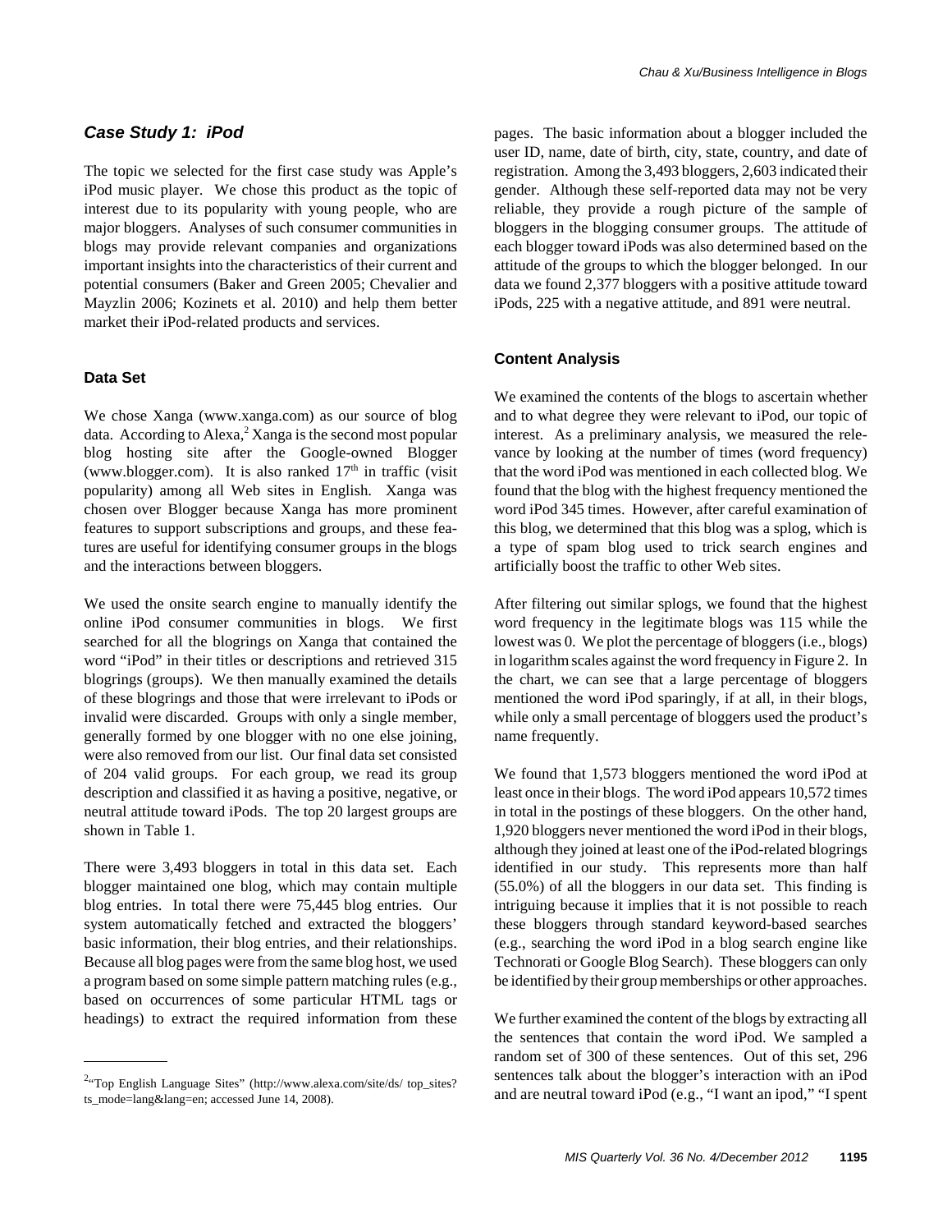### *Case Study 1: iPod*

The topic we selected for the first case study was Apple's iPod music player. We chose this product as the topic of interest due to its popularity with young people, who are major bloggers. Analyses of such consumer communities in blogs may provide relevant companies and organizations important insights into the characteristics of their current and potential consumers (Baker and Green 2005; Chevalier and Mayzlin 2006; Kozinets et al. 2010) and help them better market their iPod-related products and services.

#### Data Set

We chose Xanga (www.xanga.com) as our source of blog data. According to Alexa,[2] Xanga is the second most popular blog hosting site after the Google-owned Blogger (www.blogger.com). It is also ranked 17th in traffic (visit popularity) among all Web sites in English. Xanga was chosen over Blogger because Xanga has more prominent features to support subscriptions and groups, and these features are useful for identifying consumer groups in the blogs and the interactions between bloggers.

We used the onsite search engine to manually identify the online iPod consumer communities in blogs. We first searched for all the blogrings on Xanga that contained the word "iPod" in their titles or descriptions and retrieved 315 blogrings (groups). We then manually examined the details of these blogrings and those that were irrelevant to iPods or invalid were discarded. Groups with only a single member, generally formed by one blogger with no one else joining, were also removed from our list. Our final data set consisted of 204 valid groups. For each group, we read its group description and classified it as having a positive, negative, or neutral attitude toward iPods. The top 20 largest groups are shown in Table 1.

There were 3,493 bloggers in total in this data set. Each blogger maintained one blog, which may contain multiple blog entries. In total there were 75,445 blog entries. Our system automatically fetched and extracted the bloggers' basic information, their blog entries, and their relationships. Because all blog pages were from the same blog host, we used a program based on some simple pattern matching rules (e.g., based on occurrences of some particular HTML tags or headings) to extract the required information from these pages. The basic information about a blogger included the user ID, name, date of birth, city, state, country, and date of registration. Among the 3,493 bloggers, 2,603 indicated their gender. Although these self-reported data may not be very reliable, they provide a rough picture of the sample of bloggers in the blogging consumer groups. The attitude of each blogger toward iPods was also determined based on the attitude of the groups to which the blogger belonged. In our data we found 2,377 bloggers with a positive attitude toward iPods, 225 with a negative attitude, and 891 were neutral.

#### Content Analysis

We examined the contents of the blogs to ascertain whether and to what degree they were relevant to iPod, our topic of interest. As a preliminary analysis, we measured the relevance by looking at the number of times (word frequency) that the word iPod was mentioned in each collected blog. We found that the blog with the highest frequency mentioned the word iPod 345 times. However, after careful examination of this blog, we determined that this blog was a splog, which is a type of spam blog used to trick search engines and artificially boost the traffic to other Web sites.

After filtering out similar splogs, we found that the highest word frequency in the legitimate blogs was 115 while the lowest was 0. We plot the percentage of bloggers (i.e., blogs) in logarithm scales against the word frequency in Figure 2. In the chart, we can see that a large percentage of bloggers mentioned the word iPod sparingly, if at all, in their blogs, while only a small percentage of bloggers used the product's name frequently.

We found that 1,573 bloggers mentioned the word iPod at least once in their blogs. The word iPod appears 10,572 times in total in the postings of these bloggers. On the other hand, 1,920 bloggers never mentioned the word iPod in their blogs, although they joined at least one of the iPod-related blogrings identified in our study. This represents more than half (55.0%) of all the bloggers in our data set. This finding is intriguing because it implies that it is not possible to reach these bloggers through standard keyword-based searches (e.g., searching the word iPod in a blog search engine like Technorati or Google Blog Search). These bloggers can only be identified by their group memberships or other approaches.

We further examined the content of the blogs by extracting all the sentences that contain the word iPod. We sampled a random set of 300 of these sentences. Out of this set, 296 sentences talk about the blogger's interaction with an iPod and are neutral toward iPod (e.g., "I want an ipod," "I spent

[2]"Top English Language Sites" (http://www.alexa.com/site/ds/ top_sites?ts_mode=lang&lang=en; accessed June 14, 2008).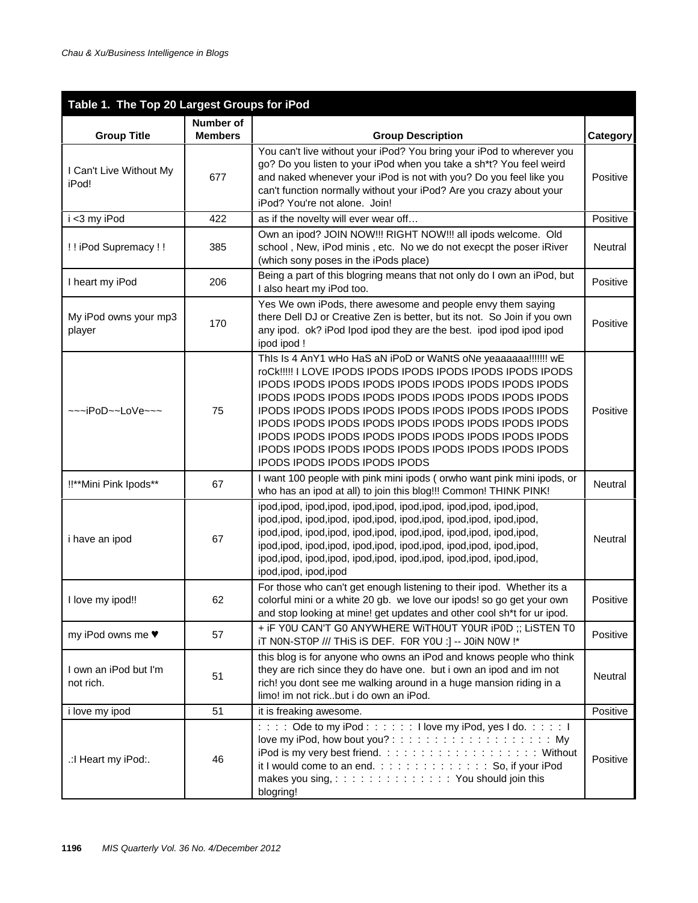**Table 1. The Top 20 Largest Groups for iPod**

| Group Title | Number of Members | Group Description | Category |
|---|---|---|---|
| I Can't Live Without My iPod! | 677 | You can't live without your iPod? You bring your iPod to wherever you go? Do you listen to your iPod when you take a sh*t? You feel weird and naked whenever your iPod is not with you? Do you feel like you can't function normally without your iPod? Are you crazy about your iPod? You're not alone. Join! | Positive |
| i <3 my iPod | 422 | as if the novelty will ever wear off… | Positive |
| ! ! iPod Supremacy ! ! | 385 | Own an ipod? JOIN NOW!!! RIGHT NOW!!! all ipods welcome. Old school , New, iPod minis , etc. No we do not execpt the poser iRiver (which sony poses in the iPods place) | Neutral |
| I heart my iPod | 206 | Being a part of this blogring means that not only do I own an iPod, but I also heart my iPod too. | Positive |
| My iPod owns your mp3 player | 170 | Yes We own iPods, there awesome and people envy them saying there Dell DJ or Creative Zen is better, but its not. So Join if you own any ipod. ok? iPod Ipod ipod they are the best. ipod ipod ipod ipod ipod ipod ! | Positive |
| ~~~iPoD~~LoVe~~~ | 75 | ThIs Is 4 AnY1 wHo HaS aN iPoD or WaNtS oNe yeaaaaaa!!!!!!! wE roCk!!!!! I LOVE IPODS IPODS IPODS IPODS IPODS IPODS IPODS IPODS IPODS IPODS IPODS IPODS IPODS IPODS IPODS IPODS IPODS IPODS IPODS IPODS IPODS IPODS IPODS IPODS IPODS IPODS IPODS IPODS IPODS IPODS IPODS IPODS IPODS IPODS IPODS IPODS IPODS IPODS IPODS IPODS IPODS IPODS IPODS IPODS IPODS IPODS IPODS IPODS IPODS IPODS IPODS IPODS IPODS IPODS IPODS IPODS IPODS IPODS IPODS IPODS IPODS IPODS IPODS IPODS | Positive |
| !!**Mini Pink Ipods** | 67 | I want 100 people with pink mini ipods ( orwho want pink mini ipods, or who has an ipod at all) to join this blog!!! Common! THINK PINK! | Neutral |
| i have an ipod | 67 | ipod,ipod, ipod,ipod, ipod,ipod, ipod,ipod, ipod,ipod, ipod,ipod, ipod,ipod, ipod,ipod, ipod,ipod, ipod,ipod, ipod,ipod, ipod,ipod, ipod,ipod, ipod,ipod, ipod,ipod, ipod,ipod, ipod,ipod, ipod,ipod, ipod,ipod, ipod,ipod, ipod,ipod, ipod,ipod, ipod,ipod, ipod,ipod, ipod,ipod, ipod,ipod, ipod,ipod, ipod,ipod, ipod,ipod, ipod,ipod, ipod,ipod, ipod,ipod | Neutral |
| I love my ipod!! | 62 | For those who can't get enough listening to their ipod. Whether its a colorful mini or a white 20 gb. we love our ipods! so go get your own and stop looking at mine! get updates and other cool sh*t for ur ipod. | Positive |
| my iPod owns me ♥ | 57 | + iF Y0U CAN'T G0 ANYWHERE WiTH0UT Y0UR iP0D ;; LiSTEN T0 iT N0N-ST0P /// THiS iS DEF. F0R Y0U :] -- J0iN N0W !* | Positive |
| I own an iPod but I'm not rich. | 51 | this blog is for anyone who owns an iPod and knows people who think they are rich since they do have one. but i own an ipod and im not rich! you dont see me walking around in a huge mansion riding in a limo! im not rick..but i do own an iPod. | Neutral |
| i love my ipod | 51 | it is freaking awesome. | Positive |
| .:I Heart my iPod:. | 46 | : : : : Ode to my iPod : : : : : : I love my iPod, yes I do. : : : : : I love my iPod, how bout you? : : : : : : : : : : : : : : : : : : : My iPod is my very best friend. : : : : : : : : : : : : : : : : : : Without it I would come to an end. : : : : : : : : : : : : : : So, if your iPod makes you sing, : : : : : : : : : : : : : : You should join this blogring! | Positive |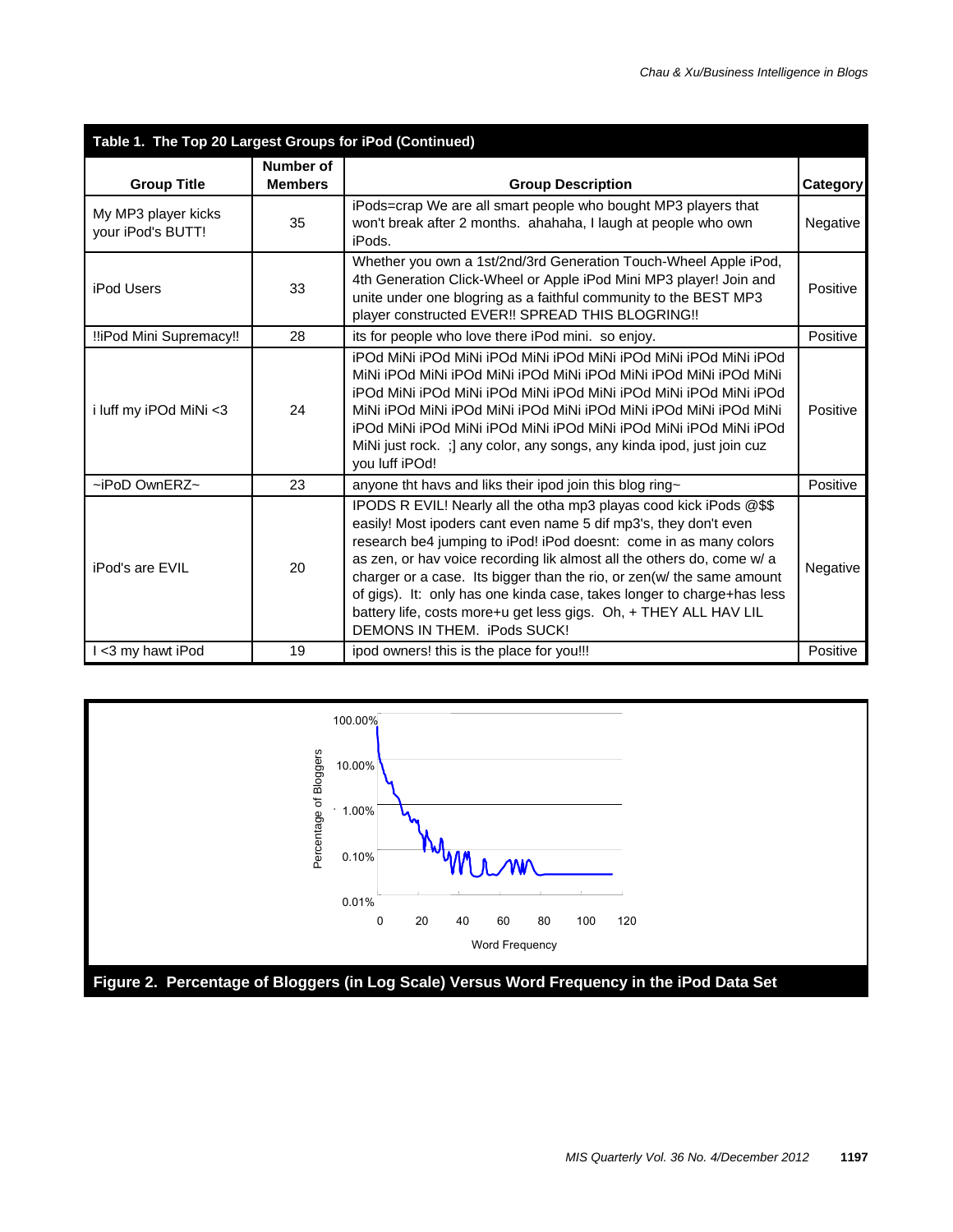**Table 1. The Top 20 Largest Groups for iPod (Continued)**

| Group Title | Number of Members | Group Description | Category |
|---|---|---|---|
| My MP3 player kicks your iPod's BUTT! | 35 | iPods=crap We are all smart people who bought MP3 players that won't break after 2 months. ahahaha, I laugh at people who own iPods. | Negative |
| iPod Users | 33 | Whether you own a 1st/2nd/3rd Generation Touch-Wheel Apple iPod, 4th Generation Click-Wheel or Apple iPod Mini MP3 player! Join and unite under one blogring as a faithful community to the BEST MP3 player constructed EVER!! SPREAD THIS BLOGRING!! | Positive |
| !!iPod Mini Supremacy!! | 28 | its for people who love there iPod mini. so enjoy. | Positive |
| i luff my iPOd MiNi <3 | 24 | iPOd MiNi iPOd MiNi iPOd MiNi iPOd MiNi iPOd MiNi iPOd MiNi iPOd MiNi iPOd MiNi iPOd MiNi iPOd MiNi iPOd MiNi iPOd MiNi iPOd MiNi iPOd MiNi iPOd MiNi iPOd MiNi iPOd MiNi iPOd MiNi iPOd MiNi iPOd MiNi iPOd MiNi iPOd MiNi iPOd MiNi iPOd MiNi iPOd MiNi iPOd MiNi iPOd MiNi iPOd MiNi iPOd MiNi iPOd MiNi iPOd MiNi just rock. ;] any color, any songs, any kinda ipod, just join cuz you luff iPOd! | Positive |
| ~iPoD OwnERZ~ | 23 | anyone tht havs and liks their ipod join this blog ring~ | Positive |
| iPod's are EVIL | 20 | IPODS R EVIL! Nearly all the otha mp3 playas cood kick iPods @$$ easily! Most ipoders cant even name 5 dif mp3's, they don't even research be4 jumping to iPod! iPod doesnt: come in as many colors as zen, or hav voice recording lik almost all the others do, come w/ a charger or a case. Its bigger than the rio, or zen(w/ the same amount of gigs). It: only has one kinda case, takes longer to charge+has less battery life, costs more+u get less gigs. Oh, + THEY ALL HAV LIL DEMONS IN THEM. iPods SUCK! | Negative |
| I <3 my hawt iPod | 19 | ipod owners! this is the place for you!!! | Positive |

**Figure 2. Percentage of Bloggers (in Log Scale) Versus Word Frequency in the iPod Data Set**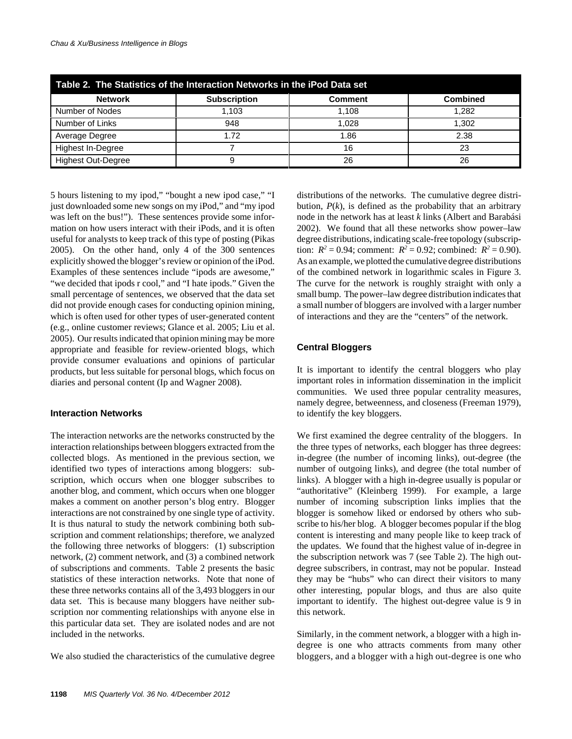**Table 2. The Statistics of the Interaction Networks in the iPod Data set**

| Network | Subscription | Comment | Combined |
|---|---|---|---|
| Number of Nodes | 1,103 | 1,108 | 1,282 |
| Number of Links | 948 | 1,028 | 1,302 |
| Average Degree | 1.72 | 1.86 | 2.38 |
| Highest In-Degree | 7 | 16 | 23 |
| Highest Out-Degree | 9 | 26 | 26 |

5 hours listening to my ipod," "bought a new ipod case," "I just downloaded some new songs on my iPod," and "my ipod was left on the bus!"). These sentences provide some information on how users interact with their iPods, and it is often useful for analysts to keep track of this type of posting (Pikas 2005). On the other hand, only 4 of the 300 sentences explicitly showed the blogger's review or opinion of the iPod. Examples of these sentences include "ipods are awesome," "we decided that ipods r cool," and "I hate ipods." Given the small percentage of sentences, we observed that the data set did not provide enough cases for conducting opinion mining, which is often used for other types of user-generated content (e.g., online customer reviews; Glance et al. 2005; Liu et al. 2005). Our results indicated that opinion mining may be more appropriate and feasible for review-oriented blogs, which provide consumer evaluations and opinions of particular products, but less suitable for personal blogs, which focus on diaries and personal content (Ip and Wagner 2008).

### Interaction Networks

The interaction networks are the networks constructed by the interaction relationships between bloggers extracted from the collected blogs. As mentioned in the previous section, we identified two types of interactions among bloggers: subscription, which occurs when one blogger subscribes to another blog, and comment, which occurs when one blogger makes a comment on another person's blog entry. Blogger interactions are not constrained by one single type of activity. It is thus natural to study the network combining both subscription and comment relationships; therefore, we analyzed the following three networks of bloggers: (1) subscription network, (2) comment network, and (3) a combined network of subscriptions and comments. Table 2 presents the basic statistics of these interaction networks. Note that none of these three networks contains all of the 3,493 bloggers in our data set. This is because many bloggers have neither subscription nor commenting relationships with anyone else in this particular data set. They are isolated nodes and are not included in the networks.

We also studied the characteristics of the cumulative degree distributions of the networks. The cumulative degree distribution, $P(k)$, is defined as the probability that an arbitrary node in the network has at least $k$ links (Albert and Barabási 2002). We found that all these networks show power–law degree distributions, indicating scale-free topology (subscription: $R^2 = 0.94$; comment: $R^2 = 0.92$; combined: $R^2 = 0.90$). As an example, we plotted the cumulative degree distributions of the combined network in logarithmic scales in Figure 3. The curve for the network is roughly straight with only a small bump. The power–law degree distribution indicates that a small number of bloggers are involved with a larger number of interactions and they are the "centers" of the network.

### Central Bloggers

It is important to identify the central bloggers who play important roles in information dissemination in the implicit communities. We used three popular centrality measures, namely degree, betweenness, and closeness (Freeman 1979), to identify the key bloggers.

We first examined the degree centrality of the bloggers. In the three types of networks, each blogger has three degrees: in-degree (the number of incoming links), out-degree (the number of outgoing links), and degree (the total number of links). A blogger with a high in-degree usually is popular or "authoritative" (Kleinberg 1999). For example, a large number of incoming subscription links implies that the blogger is somehow liked or endorsed by others who subscribe to his/her blog. A blogger becomes popular if the blog content is interesting and many people like to keep track of the updates. We found that the highest value of in-degree in the subscription network was 7 (see Table 2). The high out-degree subscribers, in contrast, may not be popular. Instead they may be "hubs" who can direct their visitors to many other interesting, popular blogs, and thus are also quite important to identify. The highest out-degree value is 9 in this network.

Similarly, in the comment network, a blogger with a high in-degree is one who attracts comments from many other bloggers, and a blogger with a high out-degree is one who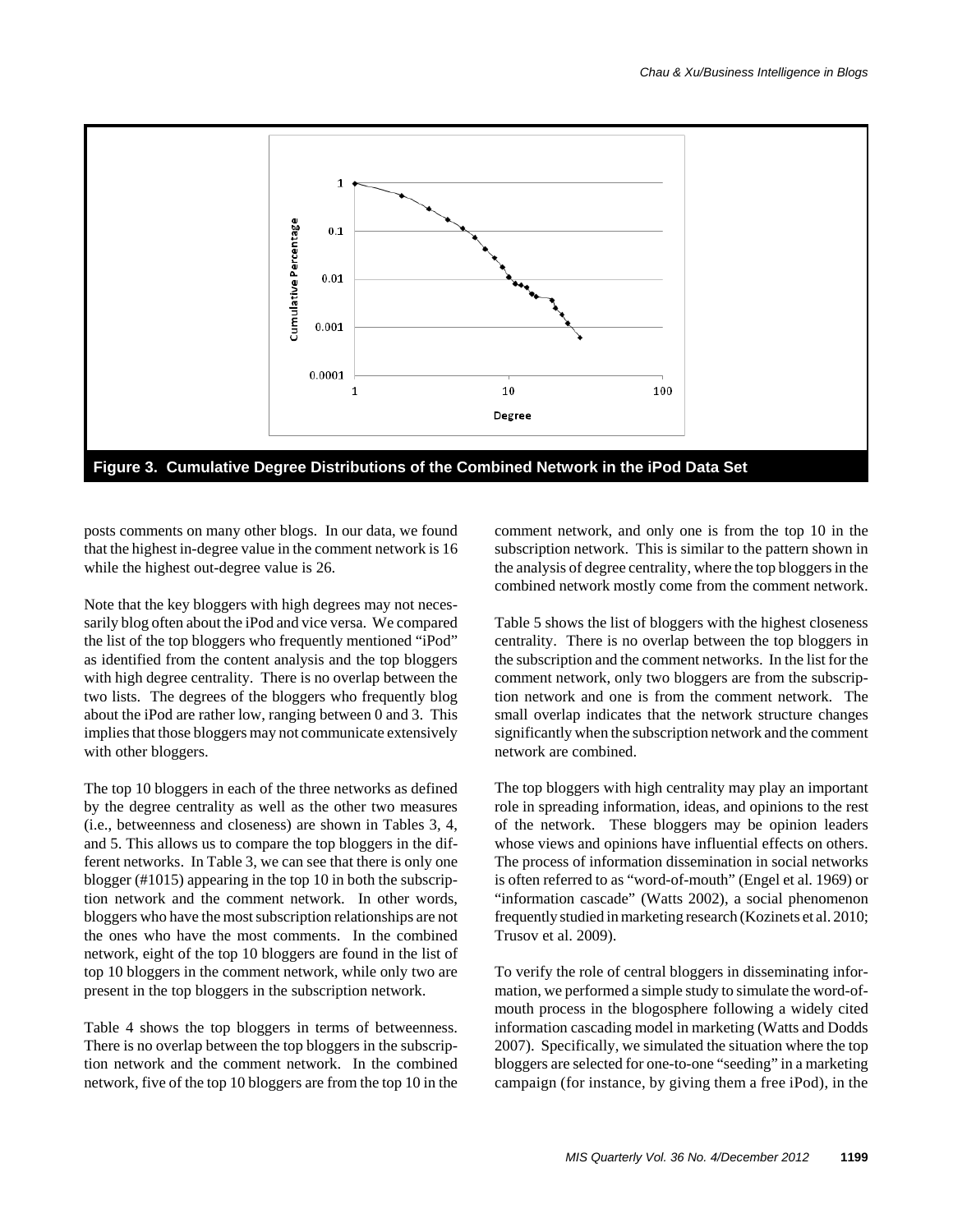Figure 3. Cumulative Degree Distributions of the Combined Network in the iPod Data Set

posts comments on many other blogs. In our data, we found that the highest in-degree value in the comment network is 16 while the highest out-degree value is 26.

Note that the key bloggers with high degrees may not necessarily blog often about the iPod and vice versa. We compared the list of the top bloggers who frequently mentioned "iPod" as identified from the content analysis and the top bloggers with high degree centrality. There is no overlap between the two lists. The degrees of the bloggers who frequently blog about the iPod are rather low, ranging between 0 and 3. This implies that those bloggers may not communicate extensively with other bloggers.

The top 10 bloggers in each of the three networks as defined by the degree centrality as well as the other two measures (i.e., betweenness and closeness) are shown in Tables 3, 4, and 5. This allows us to compare the top bloggers in the different networks. In Table 3, we can see that there is only one blogger (#1015) appearing in the top 10 in both the subscription network and the comment network. In other words, bloggers who have the most subscription relationships are not the ones who have the most comments. In the combined network, eight of the top 10 bloggers are found in the list of top 10 bloggers in the comment network, while only two are present in the top bloggers in the subscription network.

Table 4 shows the top bloggers in terms of betweenness. There is no overlap between the top bloggers in the subscription network and the comment network. In the combined network, five of the top 10 bloggers are from the top 10 in the comment network, and only one is from the top 10 in the subscription network. This is similar to the pattern shown in the analysis of degree centrality, where the top bloggers in the combined network mostly come from the comment network.

Table 5 shows the list of bloggers with the highest closeness centrality. There is no overlap between the top bloggers in the subscription and the comment networks. In the list for the comment network, only two bloggers are from the subscription network and one is from the comment network. The small overlap indicates that the network structure changes significantly when the subscription network and the comment network are combined.

The top bloggers with high centrality may play an important role in spreading information, ideas, and opinions to the rest of the network. These bloggers may be opinion leaders whose views and opinions have influential effects on others. The process of information dissemination in social networks is often referred to as "word-of-mouth" (Engel et al. 1969) or "information cascade" (Watts 2002), a social phenomenon frequently studied in marketing research (Kozinets et al. 2010; Trusov et al. 2009).

To verify the role of central bloggers in disseminating information, we performed a simple study to simulate the word-of-mouth process in the blogosphere following a widely cited information cascading model in marketing (Watts and Dodds 2007). Specifically, we simulated the situation where the top bloggers are selected for one-to-one "seeding" in a marketing campaign (for instance, by giving them a free iPod), in the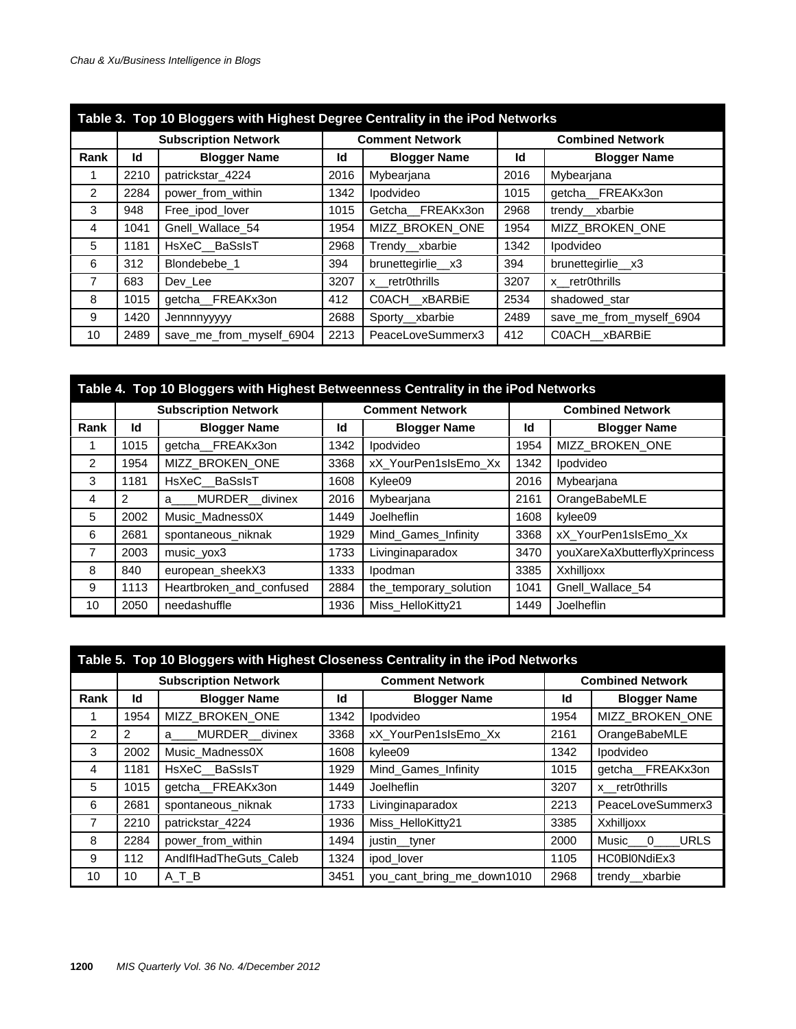**Table 3. Top 10 Bloggers with Highest Degree Centrality in the iPod Networks**

| | Subscription Network | | Comment Network | | Combined Network | |
|---|---|---|---|---|---|---|
| Rank | Id | Blogger Name | Id | Blogger Name | Id | Blogger Name |
| 1 | 2210 | patrickstar_4224 | 2016 | Mybearjana | 2016 | Mybearjana |
| 2 | 2284 | power_from_within | 1342 | Ipodvideo | 1015 | getcha__FREAKx3on |
| 3 | 948 | Free_ipod_lover | 1015 | Getcha__FREAKx3on | 2968 | trendy__xbarbie |
| 4 | 1041 | Gnell_Wallace_54 | 1954 | MIZZ_BROKEN_ONE | 1954 | MIZZ_BROKEN_ONE |
| 5 | 1181 | HsXeC__BaSsIsT | 2968 | Trendy__xbarbie | 1342 | Ipodvideo |
| 6 | 312 | Blondebebe_1 | 394 | brunettegirlie__x3 | 394 | brunettegirlie__x3 |
| 7 | 683 | Dev_Lee | 3207 | x__retr0thrills | 3207 | x__retr0thrills |
| 8 | 1015 | getcha__FREAKx3on | 412 | C0ACH__xBARBiE | 2534 | shadowed_star |
| 9 | 1420 | Jennnnyyyyy | 2688 | Sporty__xbarbie | 2489 | save_me_from_myself_6904 |
| 10 | 2489 | save_me_from_myself_6904 | 2213 | PeaceLoveSummerx3 | 412 | C0ACH__xBARBiE |

**Table 4. Top 10 Bloggers with Highest Betweenness Centrality in the iPod Networks**

| | Subscription Network | | Comment Network | | Combined Network | |
|---|---|---|---|---|---|---|
| Rank | Id | Blogger Name | Id | Blogger Name | Id | Blogger Name |
| 1 | 1015 | getcha__FREAKx3on | 1342 | Ipodvideo | 1954 | MIZZ_BROKEN_ONE |
| 2 | 1954 | MIZZ_BROKEN_ONE | 3368 | xX_YourPen1sIsEmo_Xx | 1342 | Ipodvideo |
| 3 | 1181 | HsXeC__BaSsIsT | 1608 | Kylee09 | 2016 | Mybearjana |
| 4 | 2 | a____MURDER__divinex | 2016 | Mybearjana | 2161 | OrangeBabeMLE |
| 5 | 2002 | Music_Madness0X | 1449 | Joelheflin | 1608 | kylee09 |
| 6 | 2681 | spontaneous_niknak | 1929 | Mind_Games_Infinity | 3368 | xX_YourPen1sIsEmo_Xx |
| 7 | 2003 | music_yox3 | 1733 | Livinginaparadox | 3470 | youXareXaXbutterflyXprincess |
| 8 | 840 | european_sheekX3 | 1333 | Ipodman | 3385 | Xxhilljoxx |
| 9 | 1113 | Heartbroken_and_confused | 2884 | the_temporary_solution | 1041 | Gnell_Wallace_54 |
| 10 | 2050 | needashuffle | 1936 | Miss_HelloKitty21 | 1449 | Joelheflin |

**Table 5. Top 10 Bloggers with Highest Closeness Centrality in the iPod Networks**

| | Subscription Network | | Comment Network | | Combined Network | |
|---|---|---|---|---|---|---|
| Rank | Id | Blogger Name | Id | Blogger Name | Id | Blogger Name |
| 1 | 1954 | MIZZ_BROKEN_ONE | 1342 | Ipodvideo | 1954 | MIZZ_BROKEN_ONE |
| 2 | 2 | a____MURDER__divinex | 3368 | xX_YourPen1sIsEmo_Xx | 2161 | OrangeBabeMLE |
| 3 | 2002 | Music_Madness0X | 1608 | kylee09 | 1342 | Ipodvideo |
| 4 | 1181 | HsXeC__BaSsIsT | 1929 | Mind_Games_Infinity | 1015 | getcha__FREAKx3on |
| 5 | 1015 | getcha__FREAKx3on | 1449 | Joelheflin | 3207 | x__retr0thrills |
| 6 | 2681 | spontaneous_niknak | 1733 | Livinginaparadox | 2213 | PeaceLoveSummerx3 |
| 7 | 2210 | patrickstar_4224 | 1936 | Miss_HelloKitty21 | 3385 | Xxhilljoxx |
| 8 | 2284 | power_from_within | 1494 | justin__tyner | 2000 | Music___0____URLS |
| 9 | 112 | AndIfIHadTheGuts_Caleb | 1324 | ipod_lover | 1105 | HC0Bl0NdiEx3 |
| 10 | 10 | A_T_B | 3451 | you_cant_bring_me_down1010 | 2968 | trendy__xbarbie |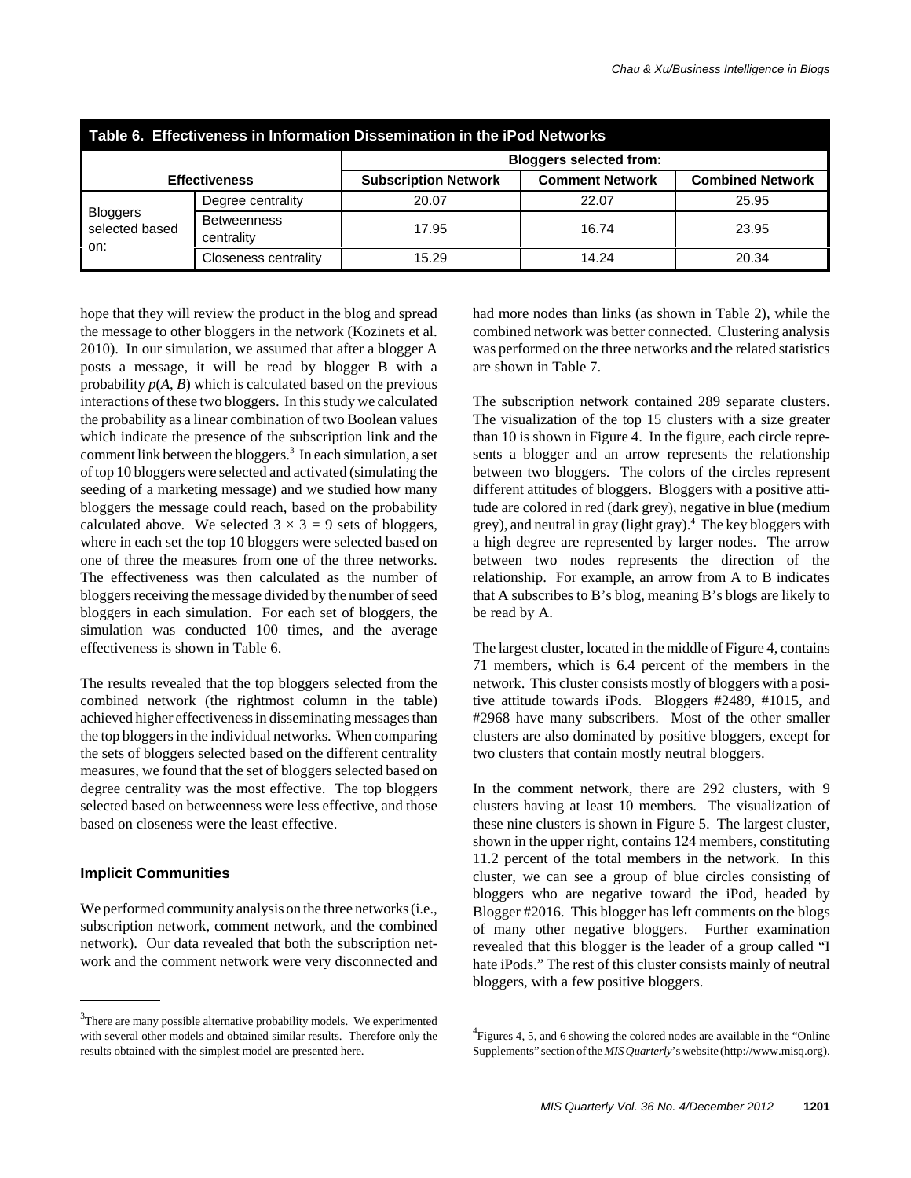**Table 6. Effectiveness in Information Dissemination in the iPod Networks**

| Effectiveness | | Bloggers selected from: | | |
|---|---|---|---|---|
| | | Subscription Network | Comment Network | Combined Network |
| Bloggers selected based on: | Degree centrality | 20.07 | 22.07 | 25.95 |
| | Betweenness centrality | 17.95 | 16.74 | 23.95 |
| | Closeness centrality | 15.29 | 14.24 | 20.34 |

hope that they will review the product in the blog and spread the message to other bloggers in the network (Kozinets et al. 2010). In our simulation, we assumed that after a blogger A posts a message, it will be read by blogger B with a probability $p(A, B)$ which is calculated based on the previous interactions of these two bloggers. In this study we calculated the probability as a linear combination of two Boolean values which indicate the presence of the subscription link and the comment link between the bloggers.[3] In each simulation, a set of top 10 bloggers were selected and activated (simulating the seeding of a marketing message) and we studied how many bloggers the message could reach, based on the probability calculated above. We selected $3 \times 3 = 9$ sets of bloggers, where in each set the top 10 bloggers were selected based on one of three the measures from one of the three networks. The effectiveness was then calculated as the number of bloggers receiving the message divided by the number of seed bloggers in each simulation. For each set of bloggers, the simulation was conducted 100 times, and the average effectiveness is shown in Table 6.

The results revealed that the top bloggers selected from the combined network (the rightmost column in the table) achieved higher effectiveness in disseminating messages than the top bloggers in the individual networks. When comparing the sets of bloggers selected based on the different centrality measures, we found that the set of bloggers selected based on degree centrality was the most effective. The top bloggers selected based on betweenness were less effective, and those based on closeness were the least effective.

### Implicit Communities

We performed community analysis on the three networks (i.e., subscription network, comment network, and the combined network). Our data revealed that both the subscription network and the comment network were very disconnected and had more nodes than links (as shown in Table 2), while the combined network was better connected. Clustering analysis was performed on the three networks and the related statistics are shown in Table 7.

The subscription network contained 289 separate clusters. The visualization of the top 15 clusters with a size greater than 10 is shown in Figure 4. In the figure, each circle represents a blogger and an arrow represents the relationship between two bloggers. The colors of the circles represent different attitudes of bloggers. Bloggers with a positive attitude are colored in red (dark grey), negative in blue (medium grey), and neutral in gray (light gray).[4] The key bloggers with a high degree are represented by larger nodes. The arrow between two nodes represents the direction of the relationship. For example, an arrow from A to B indicates that A subscribes to B's blog, meaning B's blogs are likely to be read by A.

The largest cluster, located in the middle of Figure 4, contains 71 members, which is 6.4 percent of the members in the network. This cluster consists mostly of bloggers with a positive attitude towards iPods. Bloggers #2489, #1015, and #2968 have many subscribers. Most of the other smaller clusters are also dominated by positive bloggers, except for two clusters that contain mostly neutral bloggers.

In the comment network, there are 292 clusters, with 9 clusters having at least 10 members. The visualization of these nine clusters is shown in Figure 5. The largest cluster, shown in the upper right, contains 124 members, constituting 11.2 percent of the total members in the network. In this cluster, we can see a group of blue circles consisting of bloggers who are negative toward the iPod, headed by Blogger #2016. This blogger has left comments on the blogs of many other negative bloggers. Further examination revealed that this blogger is the leader of a group called "I hate iPods." The rest of this cluster consists mainly of neutral bloggers, with a few positive bloggers.

---

[3]There are many possible alternative probability models. We experimented with several other models and obtained similar results. Therefore only the results obtained with the simplest model are presented here.

[4]Figures 4, 5, and 6 showing the colored nodes are available in the "Online Supplements" section of the *MIS Quarterly*'s website (http://www.misq.org).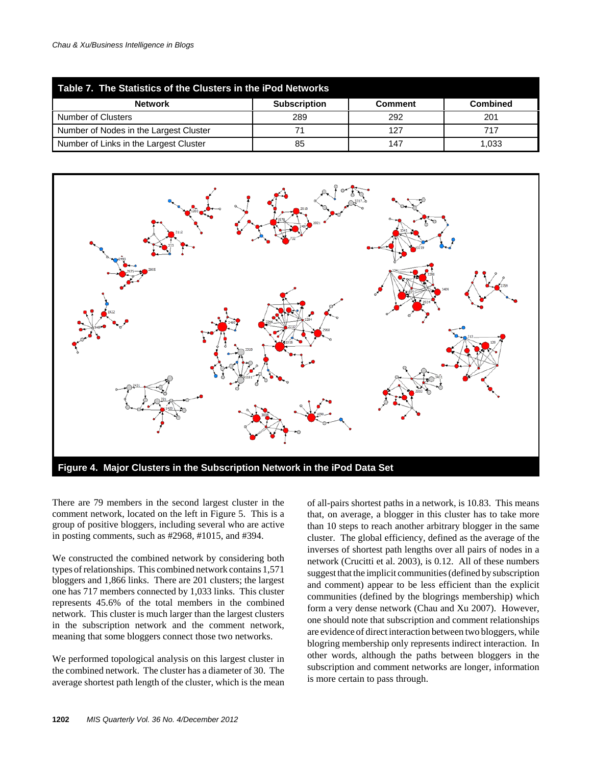**Table 7. The Statistics of the Clusters in the iPod Networks**

| Network | Subscription | Comment | Combined |
|---|---|---|---|
| Number of Clusters | 289 | 292 | 201 |
| Number of Nodes in the Largest Cluster | 71 | 127 | 717 |
| Number of Links in the Largest Cluster | 85 | 147 | 1,033 |

**Figure 4. Major Clusters in the Subscription Network in the iPod Data Set**

There are 79 members in the second largest cluster in the comment network, located on the left in Figure 5. This is a group of positive bloggers, including several who are active in posting comments, such as #2968, #1015, and #394.

We constructed the combined network by considering both types of relationships. This combined network contains 1,571 bloggers and 1,866 links. There are 201 clusters; the largest one has 717 members connected by 1,033 links. This cluster represents 45.6% of the total members in the combined network. This cluster is much larger than the largest clusters in the subscription network and the comment network, meaning that some bloggers connect those two networks.

We performed topological analysis on this largest cluster in the combined network. The cluster has a diameter of 30. The average shortest path length of the cluster, which is the mean of all-pairs shortest paths in a network, is 10.83. This means that, on average, a blogger in this cluster has to take more than 10 steps to reach another arbitrary blogger in the same cluster. The global efficiency, defined as the average of the inverses of shortest path lengths over all pairs of nodes in a network (Crucitti et al. 2003), is 0.12. All of these numbers suggest that the implicit communities (defined by subscription and comment) appear to be less efficient than the explicit communities (defined by the blogrings membership) which form a very dense network (Chau and Xu 2007). However, one should note that subscription and comment relationships are evidence of direct interaction between two bloggers, while blogring membership only represents indirect interaction. In other words, although the paths between bloggers in the subscription and comment networks are longer, information is more certain to pass through.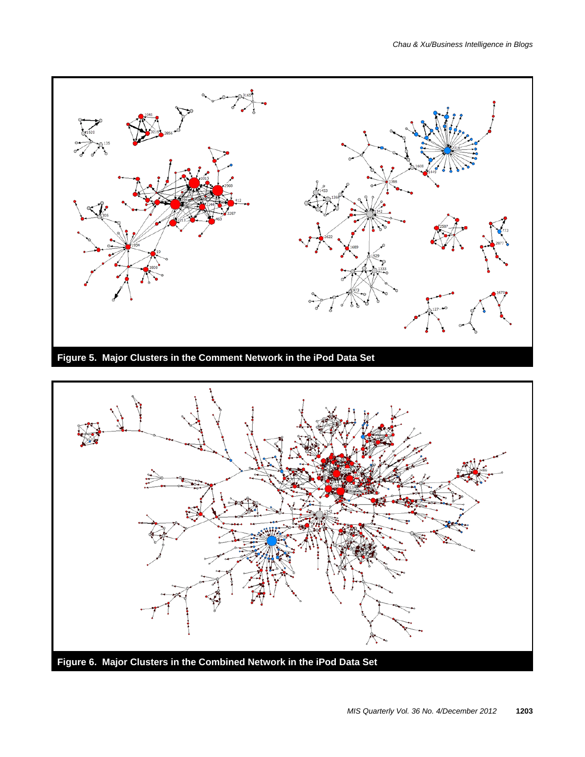**Figure 5. Major Clusters in the Comment Network in the iPod Data Set**

**Figure 6. Major Clusters in the Combined Network in the iPod Data Set**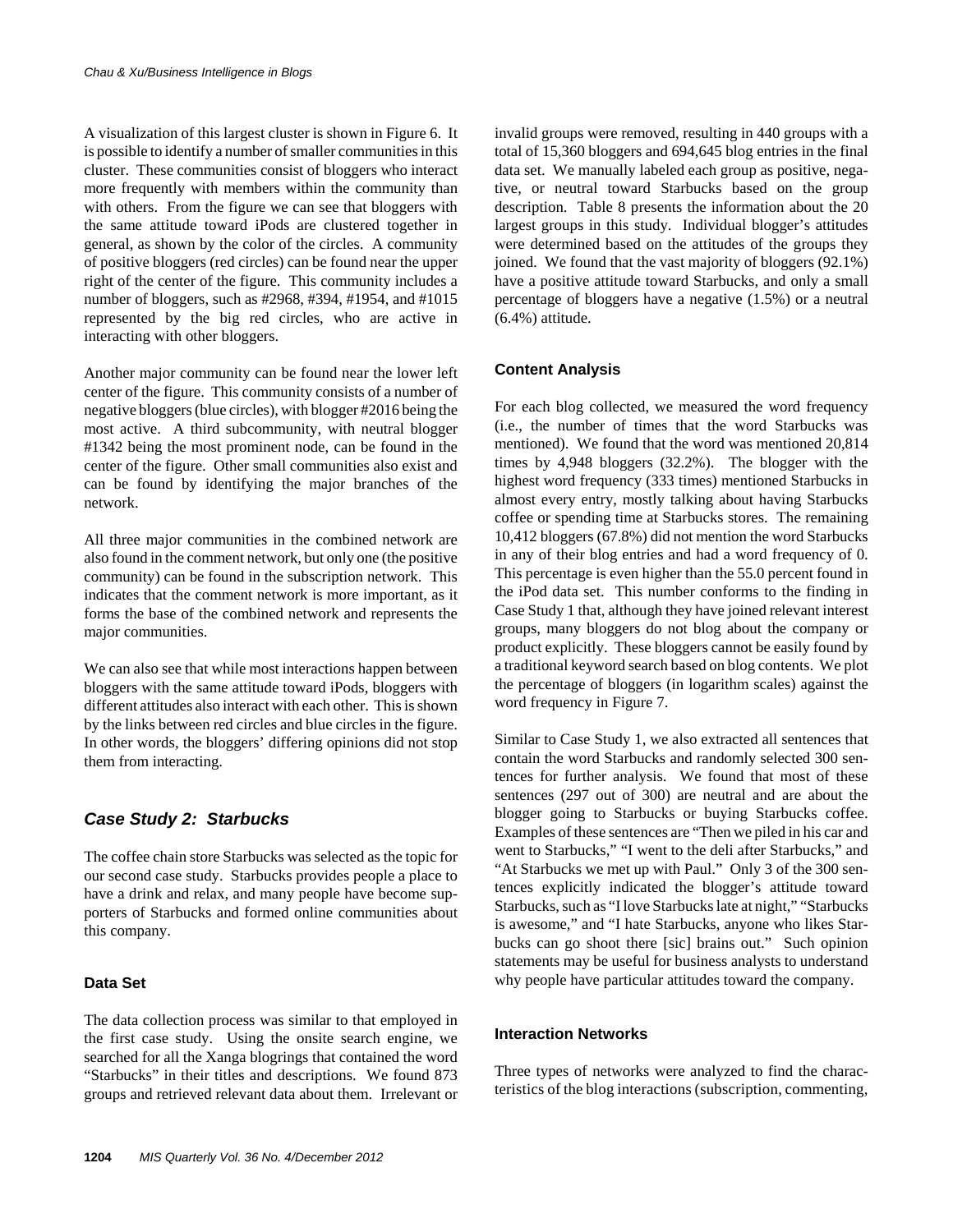A visualization of this largest cluster is shown in Figure 6. It is possible to identify a number of smaller communities in this cluster. These communities consist of bloggers who interact more frequently with members within the community than with others. From the figure we can see that bloggers with the same attitude toward iPods are clustered together in general, as shown by the color of the circles. A community of positive bloggers (red circles) can be found near the upper right of the center of the figure. This community includes a number of bloggers, such as #2968, #394, #1954, and #1015 represented by the big red circles, who are active in interacting with other bloggers.

Another major community can be found near the lower left center of the figure. This community consists of a number of negative bloggers (blue circles), with blogger #2016 being the most active. A third subcommunity, with neutral blogger #1342 being the most prominent node, can be found in the center of the figure. Other small communities also exist and can be found by identifying the major branches of the network.

All three major communities in the combined network are also found in the comment network, but only one (the positive community) can be found in the subscription network. This indicates that the comment network is more important, as it forms the base of the combined network and represents the major communities.

We can also see that while most interactions happen between bloggers with the same attitude toward iPods, bloggers with different attitudes also interact with each other. This is shown by the links between red circles and blue circles in the figure. In other words, the bloggers' differing opinions did not stop them from interacting.

## *Case Study 2: Starbucks*

The coffee chain store Starbucks was selected as the topic for our second case study. Starbucks provides people a place to have a drink and relax, and many people have become supporters of Starbucks and formed online communities about this company.

### Data Set

The data collection process was similar to that employed in the first case study. Using the onsite search engine, we searched for all the Xanga blogrings that contained the word "Starbucks" in their titles and descriptions. We found 873 groups and retrieved relevant data about them. Irrelevant or invalid groups were removed, resulting in 440 groups with a total of 15,360 bloggers and 694,645 blog entries in the final data set. We manually labeled each group as positive, negative, or neutral toward Starbucks based on the group description. Table 8 presents the information about the 20 largest groups in this study. Individual blogger's attitudes were determined based on the attitudes of the groups they joined. We found that the vast majority of bloggers (92.1%) have a positive attitude toward Starbucks, and only a small percentage of bloggers have a negative (1.5%) or a neutral (6.4%) attitude.

### Content Analysis

For each blog collected, we measured the word frequency (i.e., the number of times that the word Starbucks was mentioned). We found that the word was mentioned 20,814 times by 4,948 bloggers (32.2%). The blogger with the highest word frequency (333 times) mentioned Starbucks in almost every entry, mostly talking about having Starbucks coffee or spending time at Starbucks stores. The remaining 10,412 bloggers (67.8%) did not mention the word Starbucks in any of their blog entries and had a word frequency of 0. This percentage is even higher than the 55.0 percent found in the iPod data set. This number conforms to the finding in Case Study 1 that, although they have joined relevant interest groups, many bloggers do not blog about the company or product explicitly. These bloggers cannot be easily found by a traditional keyword search based on blog contents. We plot the percentage of bloggers (in logarithm scales) against the word frequency in Figure 7.

Similar to Case Study 1, we also extracted all sentences that contain the word Starbucks and randomly selected 300 sentences for further analysis. We found that most of these sentences (297 out of 300) are neutral and are about the blogger going to Starbucks or buying Starbucks coffee. Examples of these sentences are "Then we piled in his car and went to Starbucks," "I went to the deli after Starbucks," and "At Starbucks we met up with Paul." Only 3 of the 300 sentences explicitly indicated the blogger's attitude toward Starbucks, such as "I love Starbucks late at night," "Starbucks is awesome," and "I hate Starbucks, anyone who likes Starbucks can go shoot there [sic] brains out." Such opinion statements may be useful for business analysts to understand why people have particular attitudes toward the company.

### Interaction Networks

Three types of networks were analyzed to find the characteristics of the blog interactions (subscription, commenting,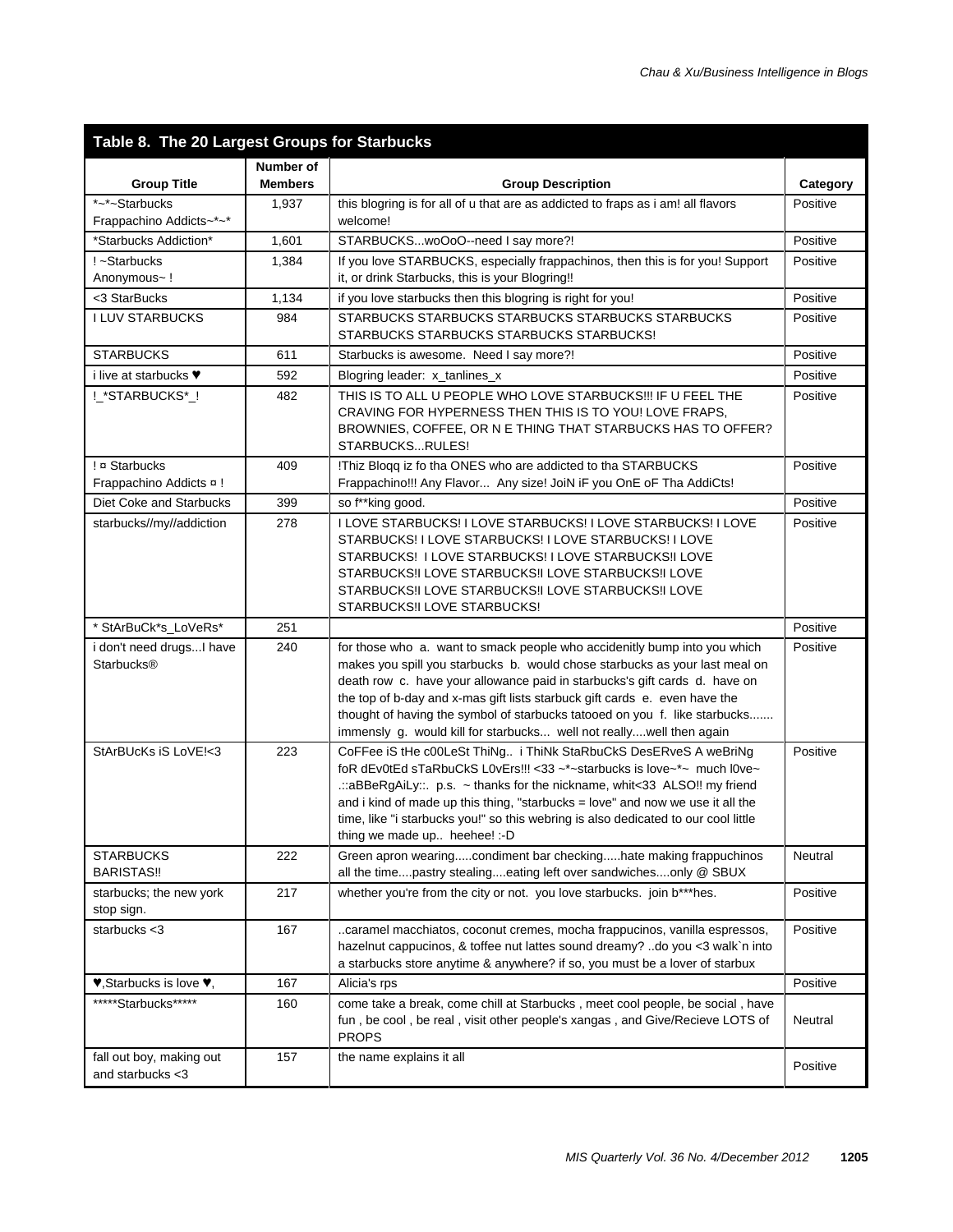**Table 8. The 20 Largest Groups for Starbucks**

| Group Title | Number of Members | Group Description | Category |
|---|---|---|---|
| *~*~Starbucks Frappachino Addicts~*~* | 1,937 | this blogring is for all of u that are as addicted to fraps as i am! all flavors welcome! | Positive |
| *Starbucks Addiction* | 1,601 | STARBUCKS...woOoO--need I say more?! | Positive |
| ! ~Starbucks Anonymous~ ! | 1,384 | If you love STARBUCKS, especially frappachinos, then this is for you! Support it, or drink Starbucks, this is your Blogring!! | Positive |
| <3 StarBucks | 1,134 | if you love starbucks then this blogring is right for you! | Positive |
| I LUV STARBUCKS | 984 | STARBUCKS STARBUCKS STARBUCKS STARBUCKS STARBUCKS STARBUCKS STARBUCKS STARBUCKS STARBUCKS! | Positive |
| STARBUCKS | 611 | Starbucks is awesome. Need I say more?! | Positive |
| i live at starbucks ♥ | 592 | Blogring leader: x_tanlines_x | Positive |
| !_*STARBUCKS*_! | 482 | THIS IS TO ALL U PEOPLE WHO LOVE STARBUCKS!!! IF U FEEL THE CRAVING FOR HYPERNESS THEN THIS IS TO YOU! LOVE FRAPS, BROWNIES, COFFEE, OR N E THING THAT STARBUCKS HAS TO OFFER? STARBUCKS...RULES! | Positive |
| ! ¤ Starbucks Frappachino Addicts ¤ ! | 409 | !Thiz Bloqq iz fo tha ONES who are addicted to tha STARBUCKS Frappachino!!! Any Flavor... Any size! JoiN iF you OnE oF Tha AddiCts! | Positive |
| Diet Coke and Starbucks | 399 | so f**king good. | Positive |
| starbucks//my//addiction | 278 | I LOVE STARBUCKS! I LOVE STARBUCKS! I LOVE STARBUCKS! I LOVE STARBUCKS! I LOVE STARBUCKS! I LOVE STARBUCKS! I LOVE STARBUCKS! I LOVE STARBUCKS! I LOVE STARBUCKS!I LOVE STARBUCKS!I LOVE STARBUCKS!I LOVE STARBUCKS!I LOVE STARBUCKS!I LOVE STARBUCKS!I LOVE STARBUCKS!I LOVE STARBUCKS!I LOVE STARBUCKS! | Positive |
| * StArBuCk*s_LoVeRs* | 251 | | Positive |
| i don't need drugs...I have Starbucks® | 240 | for those who a. want to smack people who accidenitly bump into you which makes you spill you starbucks b. would chose starbucks as your last meal on death row c. have your allowance paid in starbucks's gift cards d. have on the top of b-day and x-mas gift lists starbuck gift cards e. even have the thought of having the symbol of starbucks tatooed on you f. like starbucks....... immensly g. would kill for starbucks... well not really....well then again | Positive |
| StArBUcKs iS LoVE!<3 | 223 | CoFFee iS tHe c00LeSt ThiNg.. i ThiNk StaRbuCkS DesERveS A weBriNg foR dEv0tEd sTaRbuCkS L0vErs!!! <33 ~*~starbucks is love~*~ much l0ve~ .::aBBeRgAiLy::. p.s. ~ thanks for the nickname, whit<33 ALSO!! my friend and i kind of made up this thing, "starbucks = love" and now we use it all the time, like "i starbucks you!" so this webring is also dedicated to our cool little thing we made up.. heehee! :-D | Positive |
| STARBUCKS BARISTAS!! | 222 | Green apron wearing.....condiment bar checking.....hate making frappuchinos all the time....pastry stealing....eating left over sandwiches....only @ SBUX | Neutral |
| starbucks; the new york stop sign. | 217 | whether you're from the city or not. you love starbucks. join b***hes. | Positive |
| starbucks <3 | 167 | ..caramel macchiatos, coconut cremes, mocha frappucinos, vanilla espressos, hazelnut cappucinos, & toffee nut lattes sound dreamy? ..do you <3 walk`n into a starbucks store anytime & anywhere? if so, you must be a lover of starbux | Positive |
| ♥,Starbucks is love ♥, | 167 | Alicia's rps | Positive |
| *****Starbucks***** | 160 | come take a break, come chill at Starbucks , meet cool people, be social , have fun , be cool , be real , visit other people's xangas , and Give/Recieve LOTS of PROPS | Neutral |
| fall out boy, making out and starbucks <3 | 157 | the name explains it all | Positive |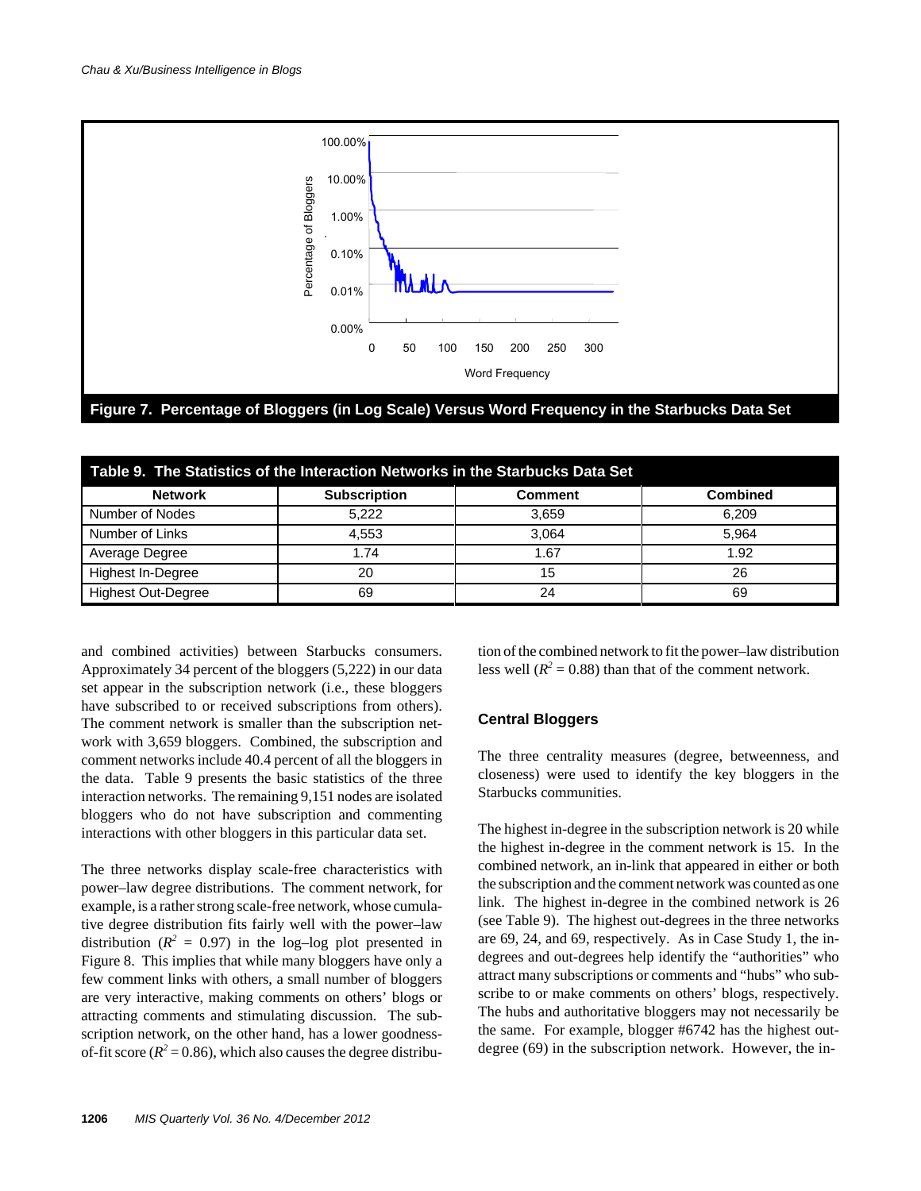Figure 7. Percentage of Bloggers (in Log Scale) Versus Word Frequency in the Starbucks Data Set

**Table 9. The Statistics of the Interaction Networks in the Starbucks Data Set**

| Network | Subscription | Comment | Combined |
|---|---|---|---|
| Number of Nodes | 5,222 | 3,659 | 6,209 |
| Number of Links | 4,553 | 3,064 | 5,964 |
| Average Degree | 1.74 | 1.67 | 1.92 |
| Highest In-Degree | 20 | 15 | 26 |
| Highest Out-Degree | 69 | 24 | 69 |

and combined activities) between Starbucks consumers. Approximately 34 percent of the bloggers (5,222) in our data set appear in the subscription network (i.e., these bloggers have subscribed to or received subscriptions from others). The comment network is smaller than the subscription network with 3,659 bloggers. Combined, the subscription and comment networks include 40.4 percent of all the bloggers in the data. Table 9 presents the basic statistics of the three interaction networks. The remaining 9,151 nodes are isolated bloggers who do not have subscription and commenting interactions with other bloggers in this particular data set.

The three networks display scale-free characteristics with power–law degree distributions. The comment network, for example, is a rather strong scale-free network, whose cumulative degree distribution fits fairly well with the power–law distribution ($R^2$ = 0.97) in the log–log plot presented in Figure 8. This implies that while many bloggers have only a few comment links with others, a small number of bloggers are very interactive, making comments on others' blogs or attracting comments and stimulating discussion. The subscription network, on the other hand, has a lower goodness-of-fit score ($R^2$ = 0.86), which also causes the degree distribution of the combined network to fit the power–law distribution less well ($R^2$ = 0.88) than that of the comment network.

### Central Bloggers

The three centrality measures (degree, betweenness, and closeness) were used to identify the key bloggers in the Starbucks communities.

The highest in-degree in the subscription network is 20 while the highest in-degree in the comment network is 15. In the combined network, an in-link that appeared in either or both the subscription and the comment network was counted as one link. The highest in-degree in the combined network is 26 (see Table 9). The highest out-degrees in the three networks are 69, 24, and 69, respectively. As in Case Study 1, the in-degrees and out-degrees help identify the "authorities" who attract many subscriptions or comments and "hubs" who subscribe to or make comments on others' blogs, respectively. The hubs and authoritative bloggers may not necessarily be the same. For example, blogger #6742 has the highest out-degree (69) in the subscription network. However, the in-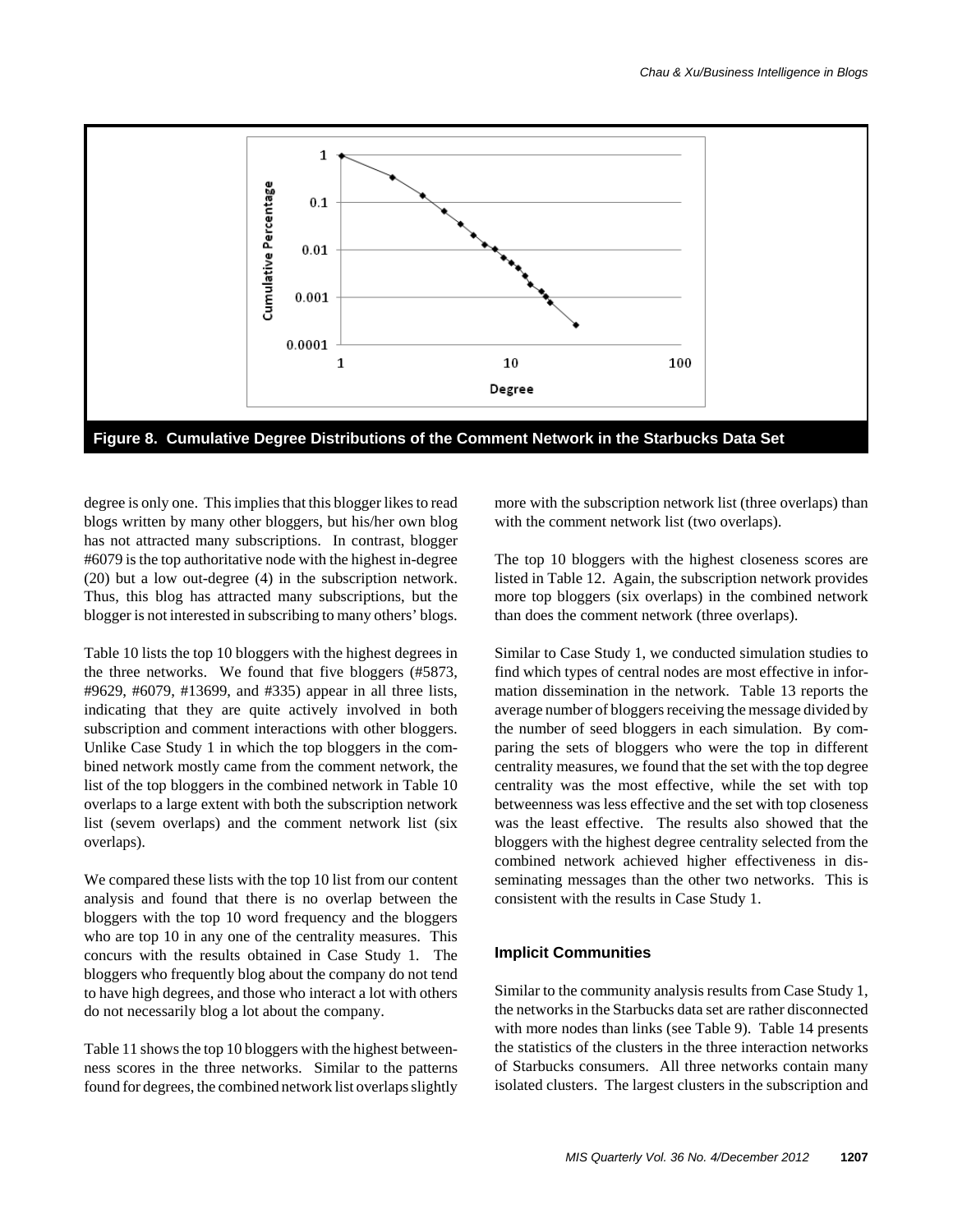Figure 8. Cumulative Degree Distributions of the Comment Network in the Starbucks Data Set

degree is only one. This implies that this blogger likes to read blogs written by many other bloggers, but his/her own blog has not attracted many subscriptions. In contrast, blogger #6079 is the top authoritative node with the highest in-degree (20) but a low out-degree (4) in the subscription network. Thus, this blog has attracted many subscriptions, but the blogger is not interested in subscribing to many others' blogs.

Table 10 lists the top 10 bloggers with the highest degrees in the three networks. We found that five bloggers (#5873, #9629, #6079, #13699, and #335) appear in all three lists, indicating that they are quite actively involved in both subscription and comment interactions with other bloggers. Unlike Case Study 1 in which the top bloggers in the combined network mostly came from the comment network, the list of the top bloggers in the combined network in Table 10 overlaps to a large extent with both the subscription network list (sevem overlaps) and the comment network list (six overlaps).

We compared these lists with the top 10 list from our content analysis and found that there is no overlap between the bloggers with the top 10 word frequency and the bloggers who are top 10 in any one of the centrality measures. This concurs with the results obtained in Case Study 1. The bloggers who frequently blog about the company do not tend to have high degrees, and those who interact a lot with others do not necessarily blog a lot about the company.

Table 11 shows the top 10 bloggers with the highest betweenness scores in the three networks. Similar to the patterns found for degrees, the combined network list overlaps slightly more with the subscription network list (three overlaps) than with the comment network list (two overlaps).

The top 10 bloggers with the highest closeness scores are listed in Table 12. Again, the subscription network provides more top bloggers (six overlaps) in the combined network than does the comment network (three overlaps).

Similar to Case Study 1, we conducted simulation studies to find which types of central nodes are most effective in information dissemination in the network. Table 13 reports the average number of bloggers receiving the message divided by the number of seed bloggers in each simulation. By comparing the sets of bloggers who were the top in different centrality measures, we found that the set with the top degree centrality was the most effective, while the set with top betweenness was less effective and the set with top closeness was the least effective. The results also showed that the bloggers with the highest degree centrality selected from the combined network achieved higher effectiveness in disseminating messages than the other two networks. This is consistent with the results in Case Study 1.

### Implicit Communities

Similar to the community analysis results from Case Study 1, the networks in the Starbucks data set are rather disconnected with more nodes than links (see Table 9). Table 14 presents the statistics of the clusters in the three interaction networks of Starbucks consumers. All three networks contain many isolated clusters. The largest clusters in the subscription and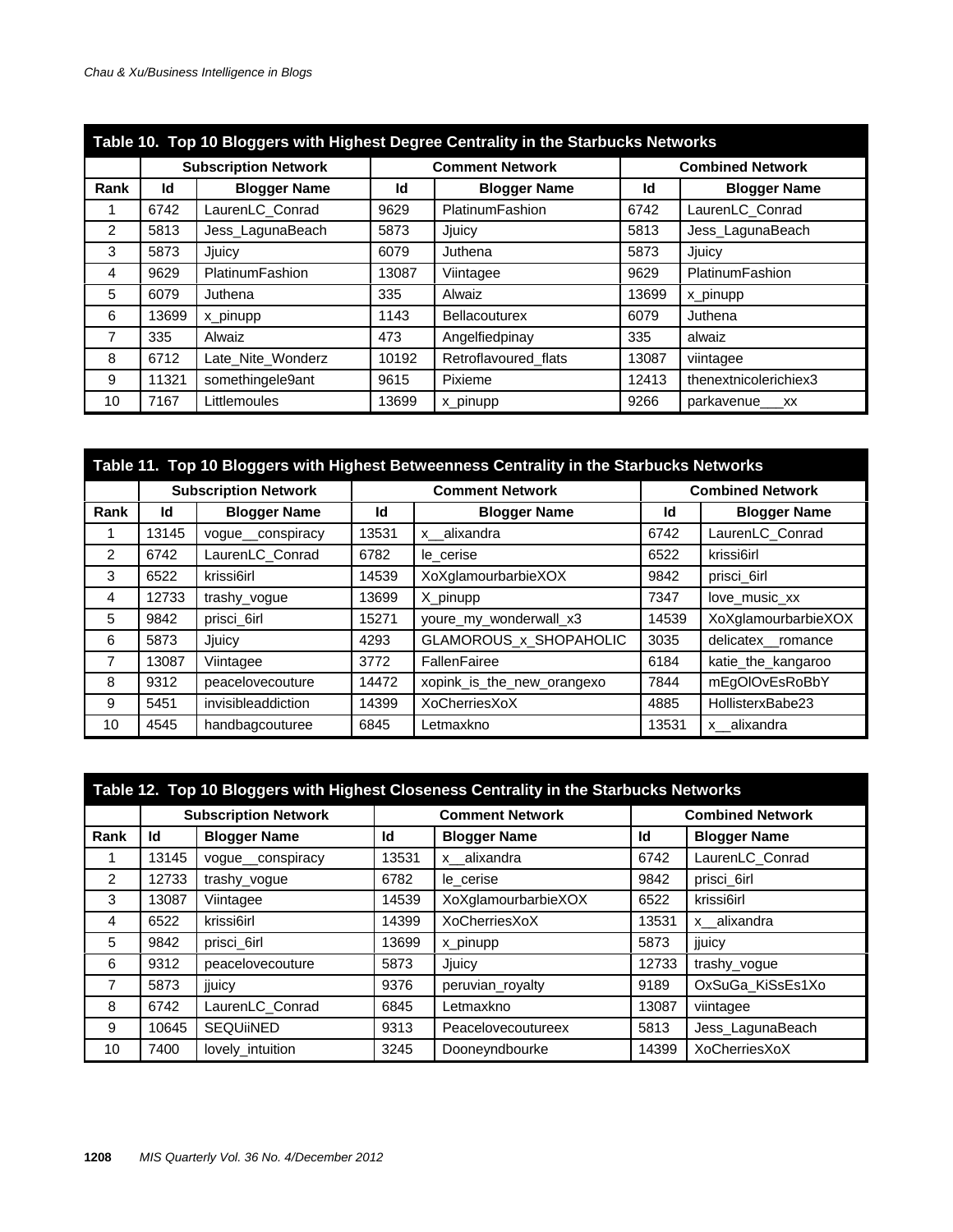**Table 10. Top 10 Bloggers with Highest Degree Centrality in the Starbucks Networks**

| | Subscription Network | | Comment Network | | Combined Network | |
|---|---|---|---|---|---|---|
| **Rank** | **Id** | **Blogger Name** | **Id** | **Blogger Name** | **Id** | **Blogger Name** |
| 1 | 6742 | LaurenLC_Conrad | 9629 | PlatinumFashion | 6742 | LaurenLC_Conrad |
| 2 | 5813 | Jess_LagunaBeach | 5873 | Jjuicy | 5813 | Jess_LagunaBeach |
| 3 | 5873 | Jjuicy | 6079 | Juthena | 5873 | Jjuicy |
| 4 | 9629 | PlatinumFashion | 13087 | Viintagee | 9629 | PlatinumFashion |
| 5 | 6079 | Juthena | 335 | Alwaiz | 13699 | x_pinupp |
| 6 | 13699 | x_pinupp | 1143 | Bellacouturex | 6079 | Juthena |
| 7 | 335 | Alwaiz | 473 | Angelfiedpinay | 335 | alwaiz |
| 8 | 6712 | Late_Nite_Wonderz | 10192 | Retroflavoured_flats | 13087 | viintagee |
| 9 | 11321 | somethingele9ant | 9615 | Pixieme | 12413 | thenextnicolerichiex3 |
| 10 | 7167 | Littlemoules | 13699 | x_pinupp | 9266 | parkavenue___xx |

**Table 11. Top 10 Bloggers with Highest Betweenness Centrality in the Starbucks Networks**

| | Subscription Network | | Comment Network | | Combined Network | |
|---|---|---|---|---|---|---|
| **Rank** | **Id** | **Blogger Name** | **Id** | **Blogger Name** | **Id** | **Blogger Name** |
| 1 | 13145 | vogue__conspiracy | 13531 | x__alixandra | 6742 | LaurenLC_Conrad |
| 2 | 6742 | LaurenLC_Conrad | 6782 | le_cerise | 6522 | krissi6irl |
| 3 | 6522 | krissi6irl | 14539 | XoXglamourbarbieXOX | 9842 | prisci_6irl |
| 4 | 12733 | trashy_vogue | 13699 | X_pinupp | 7347 | love_music_xx |
| 5 | 9842 | prisci_6irl | 15271 | youre_my_wonderwall_x3 | 14539 | XoXglamourbarbieXOX |
| 6 | 5873 | Jjuicy | 4293 | GLAMOROUS_x_SHOPAHOLIC | 3035 | delicatex__romance |
| 7 | 13087 | Viintagee | 3772 | FallenFairee | 6184 | katie_the_kangaroo |
| 8 | 9312 | peacelovecouture | 14472 | xopink_is_the_new_orangexo | 7844 | mEgOlOvEsRoBbY |
| 9 | 5451 | invisibleaddiction | 14399 | XoCherriesXoX | 4885 | HollisterxBabe23 |
| 10 | 4545 | handbagcouturee | 6845 | Letmaxkno | 13531 | x__alixandra |

**Table 12. Top 10 Bloggers with Highest Closeness Centrality in the Starbucks Networks**

| | Subscription Network | | Comment Network | | Combined Network | |
|---|---|---|---|---|---|---|
| **Rank** | **Id** | **Blogger Name** | **Id** | **Blogger Name** | **Id** | **Blogger Name** |
| 1 | 13145 | vogue__conspiracy | 13531 | x__alixandra | 6742 | LaurenLC_Conrad |
| 2 | 12733 | trashy_vogue | 6782 | le_cerise | 9842 | prisci_6irl |
| 3 | 13087 | Viintagee | 14539 | XoXglamourbarbieXOX | 6522 | krissi6irl |
| 4 | 6522 | krissi6irl | 14399 | XoCherriesXoX | 13531 | x__alixandra |
| 5 | 9842 | prisci_6irl | 13699 | x_pinupp | 5873 | jjuicy |
| 6 | 9312 | peacelovecouture | 5873 | Jjuicy | 12733 | trashy_vogue |
| 7 | 5873 | jjuicy | 9376 | peruvian_royalty | 9189 | OxSuGa_KiSsEs1Xo |
| 8 | 6742 | LaurenLC_Conrad | 6845 | Letmaxkno | 13087 | viintagee |
| 9 | 10645 | SEQUiiNED | 9313 | Peacelovecoutureex | 5813 | Jess_LagunaBeach |
| 10 | 7400 | lovely_intuition | 3245 | Dooneyndbourke | 14399 | XoCherriesXoX |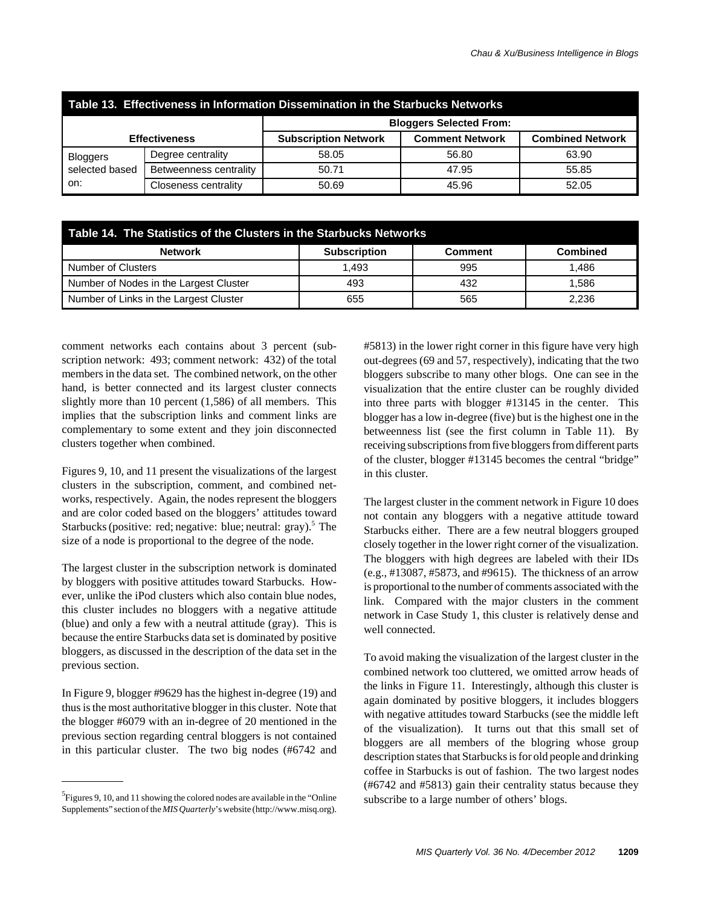**Table 13. Effectiveness in Information Dissemination in the Starbucks Networks**

| Effectiveness | | Bloggers Selected From: | | |
|---|---|---|---|---|
| | | Subscription Network | Comment Network | Combined Network |
| Bloggers selected based on: | Degree centrality | 58.05 | 56.80 | 63.90 |
| | Betweenness centrality | 50.71 | 47.95 | 55.85 |
| | Closeness centrality | 50.69 | 45.96 | 52.05 |

**Table 14. The Statistics of the Clusters in the Starbucks Networks**

| Network | Subscription | Comment | Combined |
|---|---|---|---|
| Number of Clusters | 1,493 | 995 | 1,486 |
| Number of Nodes in the Largest Cluster | 493 | 432 | 1,586 |
| Number of Links in the Largest Cluster | 655 | 565 | 2,236 |

comment networks each contains about 3 percent (subscription network: 493; comment network: 432) of the total members in the data set. The combined network, on the other hand, is better connected and its largest cluster connects slightly more than 10 percent (1,586) of all members. This implies that the subscription links and comment links are complementary to some extent and they join disconnected clusters together when combined.

Figures 9, 10, and 11 present the visualizations of the largest clusters in the subscription, comment, and combined networks, respectively. Again, the nodes represent the bloggers and are color coded based on the bloggers' attitudes toward Starbucks (positive: red; negative: blue; neutral: gray).[5] The size of a node is proportional to the degree of the node.

The largest cluster in the subscription network is dominated by bloggers with positive attitudes toward Starbucks. However, unlike the iPod clusters which also contain blue nodes, this cluster includes no bloggers with a negative attitude (blue) and only a few with a neutral attitude (gray). This is because the entire Starbucks data set is dominated by positive bloggers, as discussed in the description of the data set in the previous section.

In Figure 9, blogger #9629 has the highest in-degree (19) and thus is the most authoritative blogger in this cluster. Note that the blogger #6079 with an in-degree of 20 mentioned in the previous section regarding central bloggers is not contained in this particular cluster. The two big nodes (#6742 and #5813) in the lower right corner in this figure have very high out-degrees (69 and 57, respectively), indicating that the two bloggers subscribe to many other blogs. One can see in the visualization that the entire cluster can be roughly divided into three parts with blogger #13145 in the center. This blogger has a low in-degree (five) but is the highest one in the betweenness list (see the first column in Table 11). By receiving subscriptions from five bloggers from different parts of the cluster, blogger #13145 becomes the central "bridge" in this cluster.

The largest cluster in the comment network in Figure 10 does not contain any bloggers with a negative attitude toward Starbucks either. There are a few neutral bloggers grouped closely together in the lower right corner of the visualization. The bloggers with high degrees are labeled with their IDs (e.g., #13087, #5873, and #9615). The thickness of an arrow is proportional to the number of comments associated with the link. Compared with the major clusters in the comment network in Case Study 1, this cluster is relatively dense and well connected.

To avoid making the visualization of the largest cluster in the combined network too cluttered, we omitted arrow heads of the links in Figure 11. Interestingly, although this cluster is again dominated by positive bloggers, it includes bloggers with negative attitudes toward Starbucks (see the middle left of the visualization). It turns out that this small set of bloggers are all members of the blogring whose group description states that Starbucks is for old people and drinking coffee in Starbucks is out of fashion. The two largest nodes (#6742 and #5813) gain their centrality status because they subscribe to a large number of others' blogs.

---

[5] Figures 9, 10, and 11 showing the colored nodes are available in the "Online Supplements" section of the *MIS Quarterly*'s website (http://www.misq.org).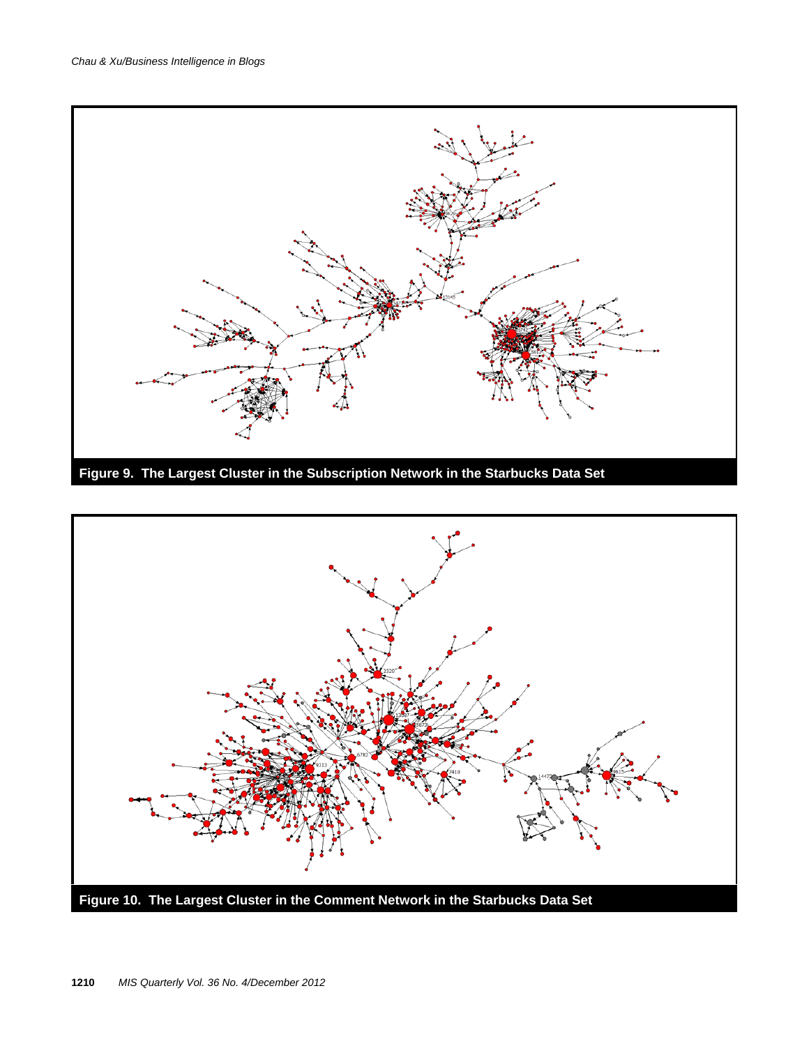**Figure 9. The Largest Cluster in the Subscription Network in the Starbucks Data Set**

**Figure 10. The Largest Cluster in the Comment Network in the Starbucks Data Set**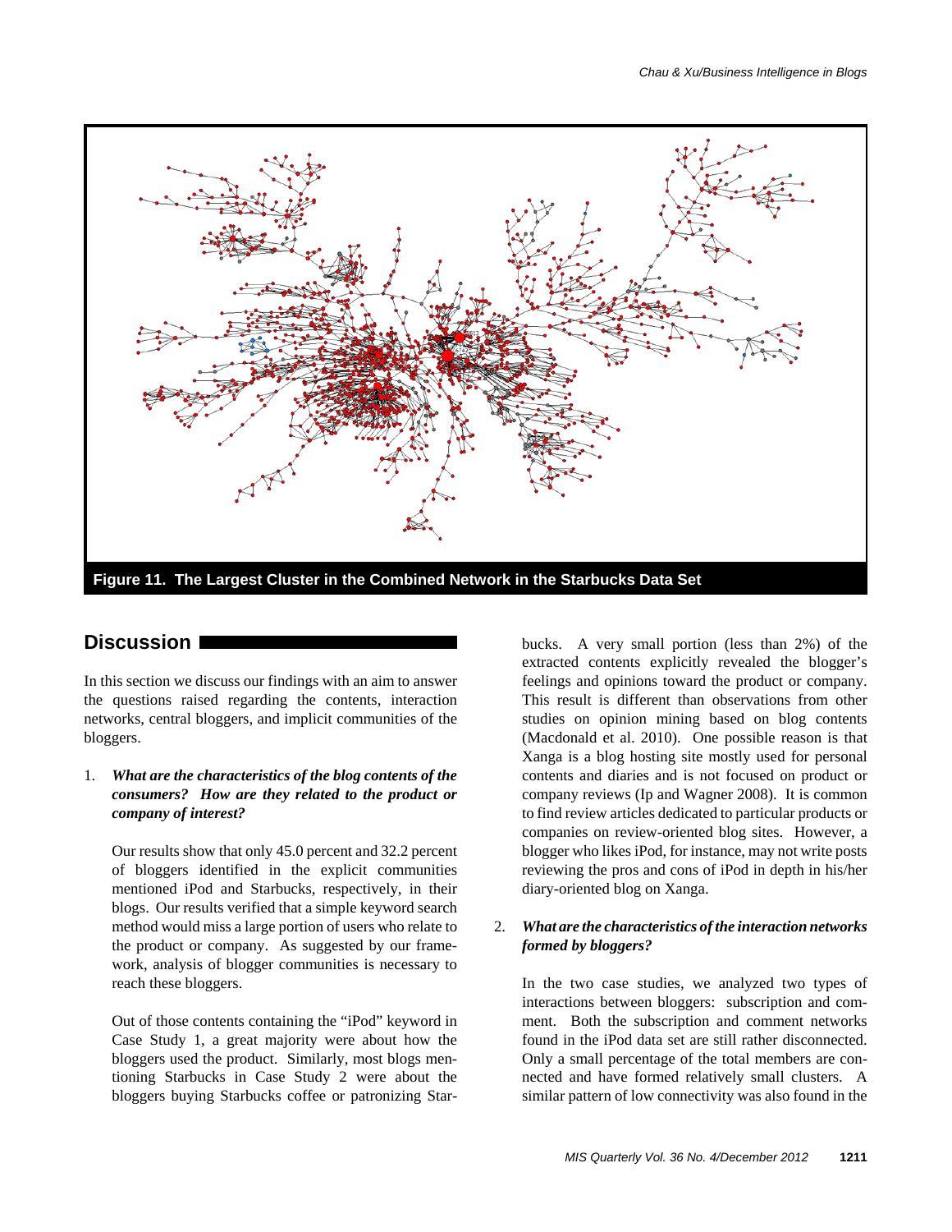**Figure 11. The Largest Cluster in the Combined Network in the Starbucks Data Set**

## Discussion

In this section we discuss our findings with an aim to answer the questions raised regarding the contents, interaction networks, central bloggers, and implicit communities of the bloggers.

1. ***What are the characteristics of the blog contents of the consumers? How are they related to the product or company of interest?***

   Our results show that only 45.0 percent and 32.2 percent of bloggers identified in the explicit communities mentioned iPod and Starbucks, respectively, in their blogs. Our results verified that a simple keyword search method would miss a large portion of users who relate to the product or company. As suggested by our framework, analysis of blogger communities is necessary to reach these bloggers.

   Out of those contents containing the "iPod" keyword in Case Study 1, a great majority were about how the bloggers used the product. Similarly, most blogs mentioning Starbucks in Case Study 2 were about the bloggers buying Starbucks coffee or patronizing Starbucks. A very small portion (less than 2%) of the extracted contents explicitly revealed the blogger's feelings and opinions toward the product or company. This result is different than observations from other studies on opinion mining based on blog contents (Macdonald et al. 2010). One possible reason is that Xanga is a blog hosting site mostly used for personal contents and diaries and is not focused on product or company reviews (Ip and Wagner 2008). It is common to find review articles dedicated to particular products or companies on review-oriented blog sites. However, a blogger who likes iPod, for instance, may not write posts reviewing the pros and cons of iPod in depth in his/her diary-oriented blog on Xanga.

2. ***What are the characteristics of the interaction networks formed by bloggers?***

   In the two case studies, we analyzed two types of interactions between bloggers: subscription and comment. Both the subscription and comment networks found in the iPod data set are still rather disconnected. Only a small percentage of the total members are connected and have formed relatively small clusters. A similar pattern of low connectivity was also found in the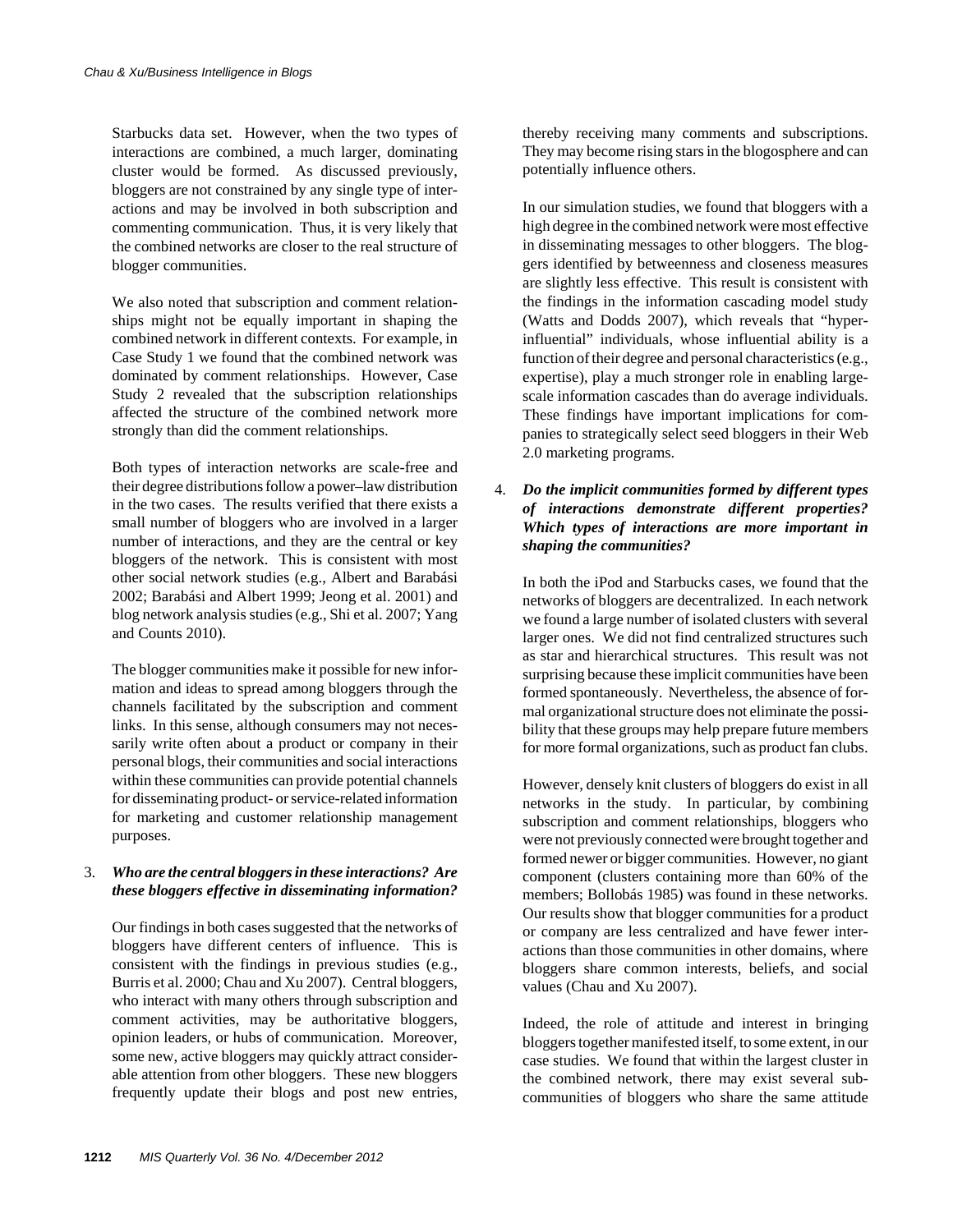Starbucks data set. However, when the two types of interactions are combined, a much larger, dominating cluster would be formed. As discussed previously, bloggers are not constrained by any single type of interactions and may be involved in both subscription and commenting communication. Thus, it is very likely that the combined networks are closer to the real structure of blogger communities.

We also noted that subscription and comment relationships might not be equally important in shaping the combined network in different contexts. For example, in Case Study 1 we found that the combined network was dominated by comment relationships. However, Case Study 2 revealed that the subscription relationships affected the structure of the combined network more strongly than did the comment relationships.

Both types of interaction networks are scale-free and their degree distributions follow a power–law distribution in the two cases. The results verified that there exists a small number of bloggers who are involved in a larger number of interactions, and they are the central or key bloggers of the network. This is consistent with most other social network studies (e.g., Albert and Barabási 2002; Barabási and Albert 1999; Jeong et al. 2001) and blog network analysis studies (e.g., Shi et al. 2007; Yang and Counts 2010).

The blogger communities make it possible for new information and ideas to spread among bloggers through the channels facilitated by the subscription and comment links. In this sense, although consumers may not necessarily write often about a product or company in their personal blogs, their communities and social interactions within these communities can provide potential channels for disseminating product- or service-related information for marketing and customer relationship management purposes.

3. ***Who are the central bloggers in these interactions? Are these bloggers effective in disseminating information?***

Our findings in both cases suggested that the networks of bloggers have different centers of influence. This is consistent with the findings in previous studies (e.g., Burris et al. 2000; Chau and Xu 2007). Central bloggers, who interact with many others through subscription and comment activities, may be authoritative bloggers, opinion leaders, or hubs of communication. Moreover, some new, active bloggers may quickly attract considerable attention from other bloggers. These new bloggers frequently update their blogs and post new entries, thereby receiving many comments and subscriptions. They may become rising stars in the blogosphere and can potentially influence others.

In our simulation studies, we found that bloggers with a high degree in the combined network were most effective in disseminating messages to other bloggers. The bloggers identified by betweenness and closeness measures are slightly less effective. This result is consistent with the findings in the information cascading model study (Watts and Dodds 2007), which reveals that "hyper-influential" individuals, whose influential ability is a function of their degree and personal characteristics (e.g., expertise), play a much stronger role in enabling large-scale information cascades than do average individuals. These findings have important implications for companies to strategically select seed bloggers in their Web 2.0 marketing programs.

4. ***Do the implicit communities formed by different types of interactions demonstrate different properties? Which types of interactions are more important in shaping the communities?***

In both the iPod and Starbucks cases, we found that the networks of bloggers are decentralized. In each network we found a large number of isolated clusters with several larger ones. We did not find centralized structures such as star and hierarchical structures. This result was not surprising because these implicit communities have been formed spontaneously. Nevertheless, the absence of formal organizational structure does not eliminate the possibility that these groups may help prepare future members for more formal organizations, such as product fan clubs.

However, densely knit clusters of bloggers do exist in all networks in the study. In particular, by combining subscription and comment relationships, bloggers who were not previously connected were brought together and formed newer or bigger communities. However, no giant component (clusters containing more than 60% of the members; Bollobás 1985) was found in these networks. Our results show that blogger communities for a product or company are less centralized and have fewer interactions than those communities in other domains, where bloggers share common interests, beliefs, and social values (Chau and Xu 2007).

Indeed, the role of attitude and interest in bringing bloggers together manifested itself, to some extent, in our case studies. We found that within the largest cluster in the combined network, there may exist several sub-communities of bloggers who share the same attitude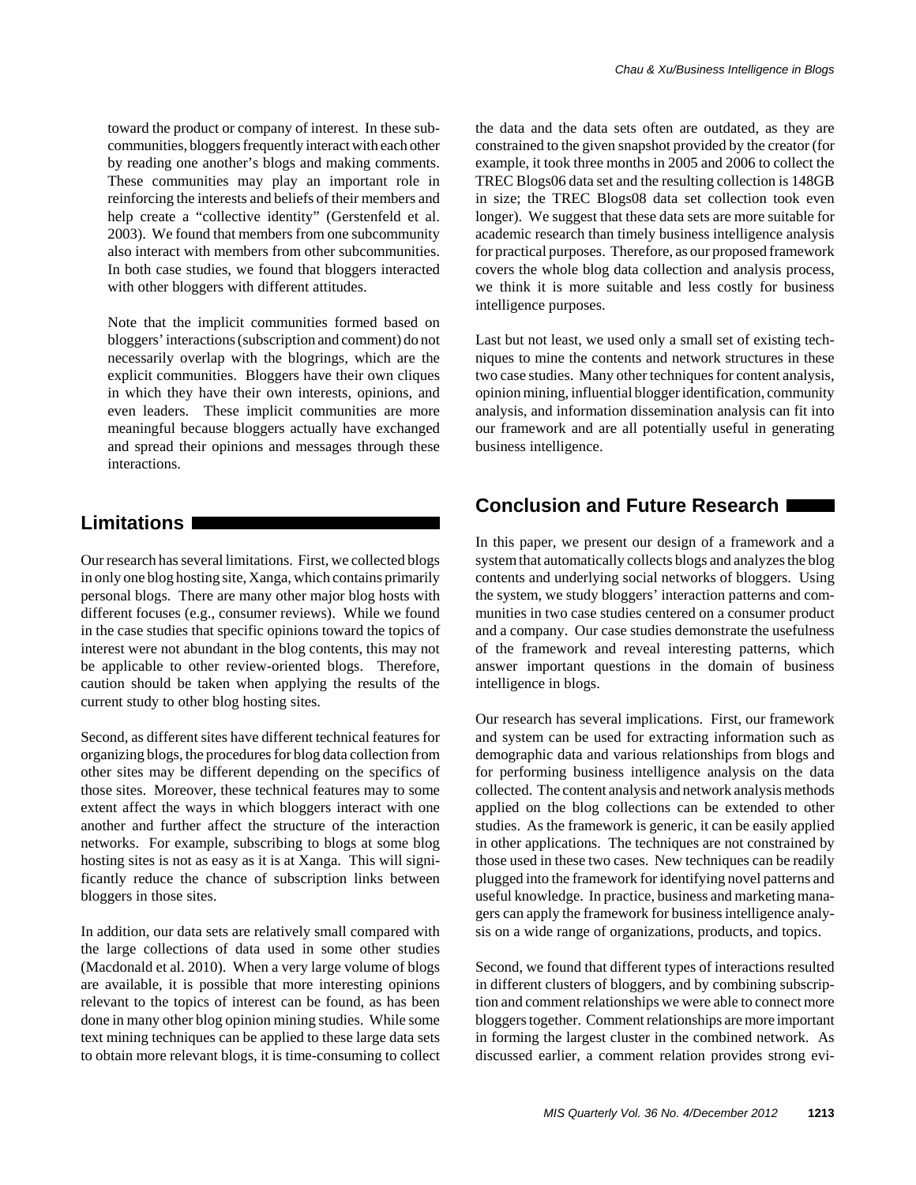toward the product or company of interest. In these subcommunities, bloggers frequently interact with each other by reading one another's blogs and making comments. These communities may play an important role in reinforcing the interests and beliefs of their members and help create a "collective identity" (Gerstenfeld et al. 2003). We found that members from one subcommunity also interact with members from other subcommunities. In both case studies, we found that bloggers interacted with other bloggers with different attitudes.

Note that the implicit communities formed based on bloggers' interactions (subscription and comment) do not necessarily overlap with the blogrings, which are the explicit communities. Bloggers have their own cliques in which they have their own interests, opinions, and even leaders. These implicit communities are more meaningful because bloggers actually have exchanged and spread their opinions and messages through these interactions.

## Limitations

Our research has several limitations. First, we collected blogs in only one blog hosting site, Xanga, which contains primarily personal blogs. There are many other major blog hosts with different focuses (e.g., consumer reviews). While we found in the case studies that specific opinions toward the topics of interest were not abundant in the blog contents, this may not be applicable to other review-oriented blogs. Therefore, caution should be taken when applying the results of the current study to other blog hosting sites.

Second, as different sites have different technical features for organizing blogs, the procedures for blog data collection from other sites may be different depending on the specifics of those sites. Moreover, these technical features may to some extent affect the ways in which bloggers interact with one another and further affect the structure of the interaction networks. For example, subscribing to blogs at some blog hosting sites is not as easy as it is at Xanga. This will significantly reduce the chance of subscription links between bloggers in those sites.

In addition, our data sets are relatively small compared with the large collections of data used in some other studies (Macdonald et al. 2010). When a very large volume of blogs are available, it is possible that more interesting opinions relevant to the topics of interest can be found, as has been done in many other blog opinion mining studies. While some text mining techniques can be applied to these large data sets to obtain more relevant blogs, it is time-consuming to collect the data and the data sets often are outdated, as they are constrained to the given snapshot provided by the creator (for example, it took three months in 2005 and 2006 to collect the TREC Blogs06 data set and the resulting collection is 148GB in size; the TREC Blogs08 data set collection took even longer). We suggest that these data sets are more suitable for academic research than timely business intelligence analysis for practical purposes. Therefore, as our proposed framework covers the whole blog data collection and analysis process, we think it is more suitable and less costly for business intelligence purposes.

Last but not least, we used only a small set of existing techniques to mine the contents and network structures in these two case studies. Many other techniques for content analysis, opinion mining, influential blogger identification, community analysis, and information dissemination analysis can fit into our framework and are all potentially useful in generating business intelligence.

## Conclusion and Future Research

In this paper, we present our design of a framework and a system that automatically collects blogs and analyzes the blog contents and underlying social networks of bloggers. Using the system, we study bloggers' interaction patterns and communities in two case studies centered on a consumer product and a company. Our case studies demonstrate the usefulness of the framework and reveal interesting patterns, which answer important questions in the domain of business intelligence in blogs.

Our research has several implications. First, our framework and system can be used for extracting information such as demographic data and various relationships from blogs and for performing business intelligence analysis on the data collected. The content analysis and network analysis methods applied on the blog collections can be extended to other studies. As the framework is generic, it can be easily applied in other applications. The techniques are not constrained by those used in these two cases. New techniques can be readily plugged into the framework for identifying novel patterns and useful knowledge. In practice, business and marketing managers can apply the framework for business intelligence analysis on a wide range of organizations, products, and topics.

Second, we found that different types of interactions resulted in different clusters of bloggers, and by combining subscription and comment relationships we were able to connect more bloggers together. Comment relationships are more important in forming the largest cluster in the combined network. As discussed earlier, a comment relation provides strong evi-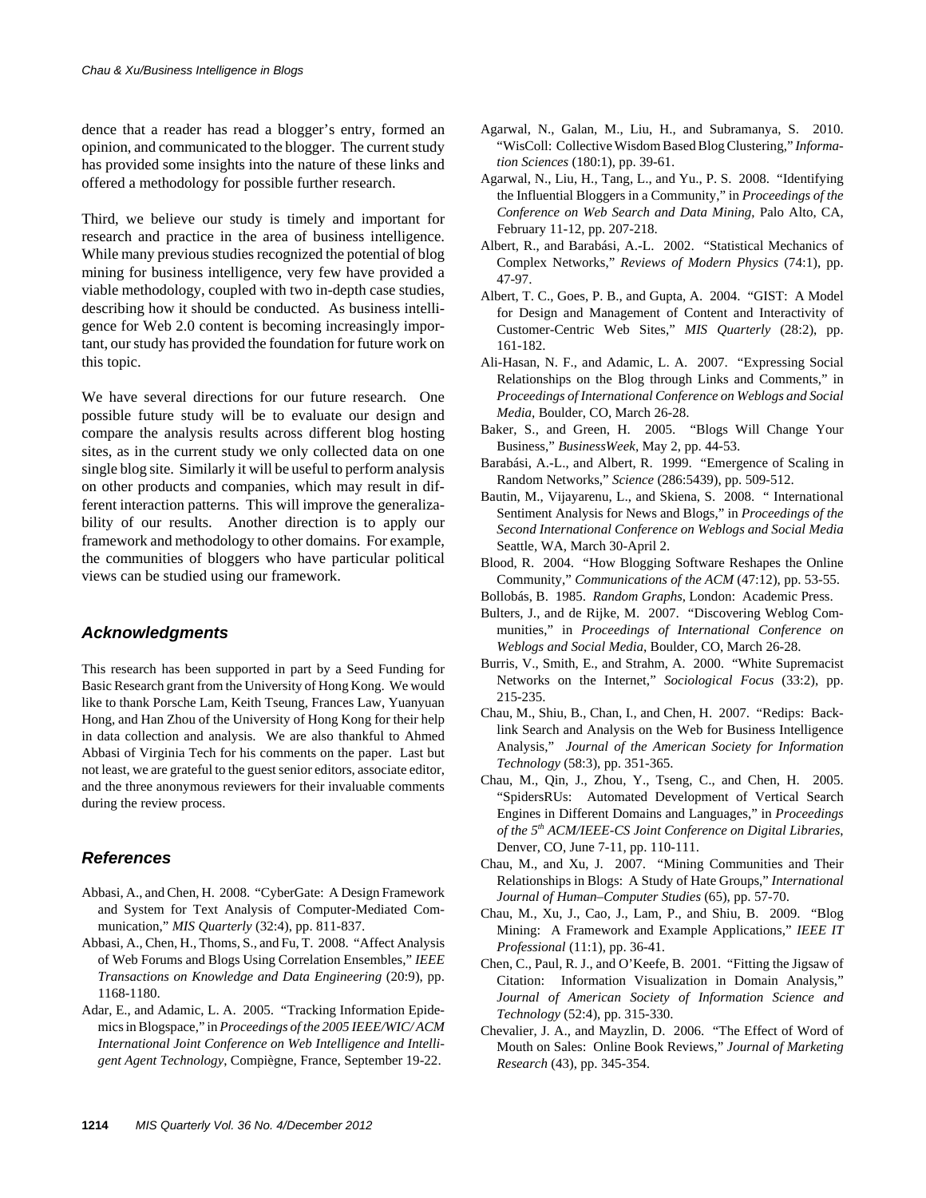dence that a reader has read a blogger's entry, formed an opinion, and communicated to the blogger. The current study has provided some insights into the nature of these links and offered a methodology for possible further research.

Third, we believe our study is timely and important for research and practice in the area of business intelligence. While many previous studies recognized the potential of blog mining for business intelligence, very few have provided a viable methodology, coupled with two in-depth case studies, describing how it should be conducted. As business intelligence for Web 2.0 content is becoming increasingly important, our study has provided the foundation for future work on this topic.

We have several directions for our future research. One possible future study will be to evaluate our design and compare the analysis results across different blog hosting sites, as in the current study we only collected data on one single blog site. Similarly it will be useful to perform analysis on other products and companies, which may result in different interaction patterns. This will improve the generalizability of our results. Another direction is to apply our framework and methodology to other domains. For example, the communities of bloggers who have particular political views can be studied using our framework.

## Acknowledgments

This research has been supported in part by a Seed Funding for Basic Research grant from the University of Hong Kong. We would like to thank Porsche Lam, Keith Tseung, Frances Law, Yuanyuan Hong, and Han Zhou of the University of Hong Kong for their help in data collection and analysis. We are also thankful to Ahmed Abbasi of Virginia Tech for his comments on the paper. Last but not least, we are grateful to the guest senior editors, associate editor, and the three anonymous reviewers for their invaluable comments during the review process.

## References

Abbasi, A., and Chen, H. 2008. "CyberGate: A Design Framework and System for Text Analysis of Computer-Mediated Communication," *MIS Quarterly* (32:4), pp. 811-837.

Abbasi, A., Chen, H., Thoms, S., and Fu, T. 2008. "Affect Analysis of Web Forums and Blogs Using Correlation Ensembles," *IEEE Transactions on Knowledge and Data Engineering* (20:9), pp. 1168-1180.

Adar, E., and Adamic, L. A. 2005. "Tracking Information Epidemics in Blogspace," in *Proceedings of the 2005 IEEE/WIC/ ACM International Joint Conference on Web Intelligence and Intelligent Agent Technology*, Compiègne, France, September 19-22.

Agarwal, N., Galan, M., Liu, H., and Subramanya, S. 2010. "WisColl: Collective Wisdom Based Blog Clustering," *Information Sciences* (180:1), pp. 39-61.

Agarwal, N., Liu, H., Tang, L., and Yu., P. S. 2008. "Identifying the Influential Bloggers in a Community," in *Proceedings of the Conference on Web Search and Data Mining*, Palo Alto, CA, February 11-12, pp. 207-218.

Albert, R., and Barabási, A.-L. 2002. "Statistical Mechanics of Complex Networks," *Reviews of Modern Physics* (74:1), pp. 47-97.

Albert, T. C., Goes, P. B., and Gupta, A. 2004. "GIST: A Model for Design and Management of Content and Interactivity of Customer-Centric Web Sites," *MIS Quarterly* (28:2), pp. 161-182.

Ali-Hasan, N. F., and Adamic, L. A. 2007. "Expressing Social Relationships on the Blog through Links and Comments," in *Proceedings of International Conference on Weblogs and Social Media*, Boulder, CO, March 26-28.

Baker, S., and Green, H. 2005. "Blogs Will Change Your Business," *BusinessWeek*, May 2, pp. 44-53.

Barabási, A.-L., and Albert, R. 1999. "Emergence of Scaling in Random Networks," *Science* (286:5439), pp. 509-512.

Bautin, M., Vijayarenu, L., and Skiena, S. 2008. " International Sentiment Analysis for News and Blogs," in *Proceedings of the Second International Conference on Weblogs and Social Media* Seattle, WA, March 30-April 2.

Blood, R. 2004. "How Blogging Software Reshapes the Online Community," *Communications of the ACM* (47:12), pp. 53-55.

Bollobás, B. 1985. *Random Graphs*, London: Academic Press.

Bulters, J., and de Rijke, M. 2007. "Discovering Weblog Communities," in *Proceedings of International Conference on Weblogs and Social Media*, Boulder, CO, March 26-28.

Burris, V., Smith, E., and Strahm, A. 2000. "White Supremacist Networks on the Internet," *Sociological Focus* (33:2), pp. 215-235.

Chau, M., Shiu, B., Chan, I., and Chen, H. 2007. "Redips: Backlink Search and Analysis on the Web for Business Intelligence Analysis," *Journal of the American Society for Information Technology* (58:3), pp. 351-365.

Chau, M., Qin, J., Zhou, Y., Tseng, C., and Chen, H. 2005. "SpidersRUs: Automated Development of Vertical Search Engines in Different Domains and Languages," in *Proceedings of the 5th ACM/IEEE-CS Joint Conference on Digital Libraries*, Denver, CO, June 7-11, pp. 110-111.

Chau, M., and Xu, J. 2007. "Mining Communities and Their Relationships in Blogs: A Study of Hate Groups," *International Journal of Human–Computer Studies* (65), pp. 57-70.

Chau, M., Xu, J., Cao, J., Lam, P., and Shiu, B. 2009. "Blog Mining: A Framework and Example Applications," *IEEE IT Professional* (11:1), pp. 36-41.

Chen, C., Paul, R. J., and O'Keefe, B. 2001. "Fitting the Jigsaw of Citation: Information Visualization in Domain Analysis," *Journal of American Society of Information Science and Technology* (52:4), pp. 315-330.

Chevalier, J. A., and Mayzlin, D. 2006. "The Effect of Word of Mouth on Sales: Online Book Reviews," *Journal of Marketing Research* (43), pp. 345-354.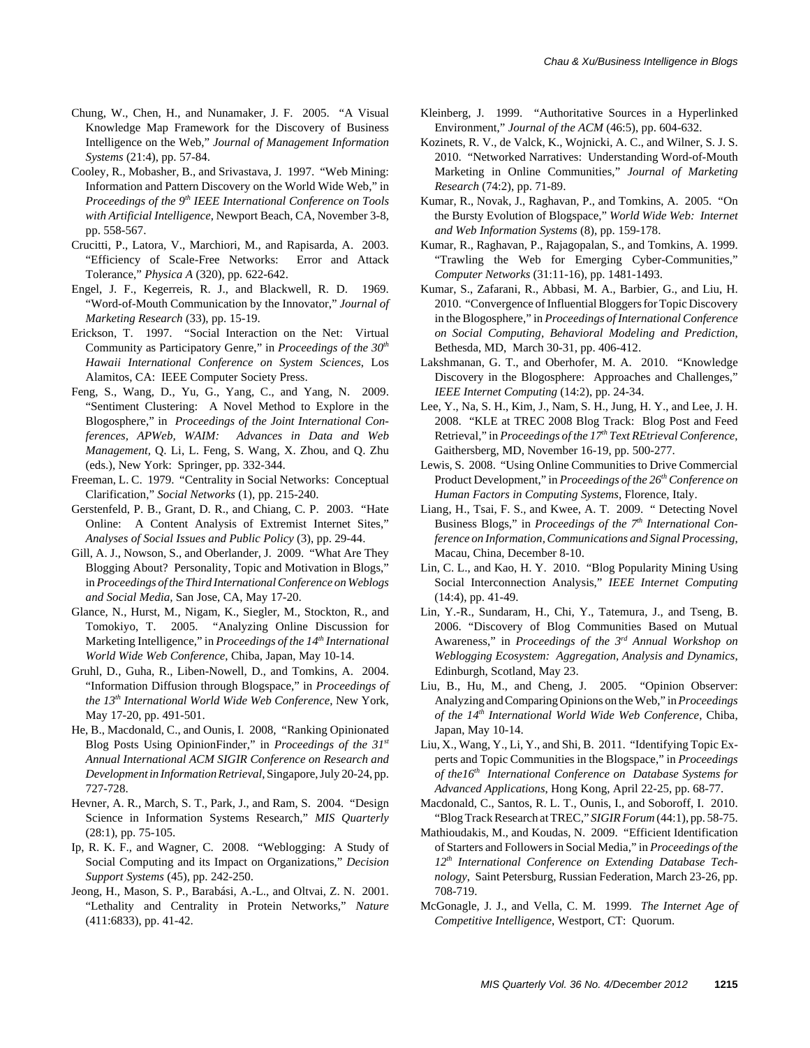Chung, W., Chen, H., and Nunamaker, J. F. 2005. "A Visual Knowledge Map Framework for the Discovery of Business Intelligence on the Web," *Journal of Management Information Systems* (21:4), pp. 57-84.

Cooley, R., Mobasher, B., and Srivastava, J. 1997. "Web Mining: Information and Pattern Discovery on the World Wide Web," in *Proceedings of the 9th IEEE International Conference on Tools with Artificial Intelligence*, Newport Beach, CA, November 3-8, pp. 558-567.

Crucitti, P., Latora, V., Marchiori, M., and Rapisarda, A. 2003. "Efficiency of Scale-Free Networks: Error and Attack Tolerance," *Physica A* (320), pp. 622-642.

Engel, J. F., Kegerreis, R. J., and Blackwell, R. D. 1969. "Word-of-Mouth Communication by the Innovator," *Journal of Marketing Research* (33), pp. 15-19.

Erickson, T. 1997. "Social Interaction on the Net: Virtual Community as Participatory Genre," in *Proceedings of the 30th Hawaii International Conference on System Sciences*, Los Alamitos, CA: IEEE Computer Society Press.

Feng, S., Wang, D., Yu, G., Yang, C., and Yang, N. 2009. "Sentiment Clustering: A Novel Method to Explore in the Blogosphere," in *Proceedings of the Joint International Conferences, APWeb, WAIM: Advances in Data and Web Management*, Q. Li, L. Feng, S. Wang, X. Zhou, and Q. Zhu (eds.), New York: Springer, pp. 332-344.

Freeman, L. C. 1979. "Centrality in Social Networks: Conceptual Clarification," *Social Networks* (1), pp. 215-240.

Gerstenfeld, P. B., Grant, D. R., and Chiang, C. P. 2003. "Hate Online: A Content Analysis of Extremist Internet Sites," *Analyses of Social Issues and Public Policy* (3), pp. 29-44.

Gill, A. J., Nowson, S., and Oberlander, J. 2009. "What Are They Blogging About? Personality, Topic and Motivation in Blogs," in *Proceedings of the Third International Conference on Weblogs and Social Media*, San Jose, CA, May 17-20.

Glance, N., Hurst, M., Nigam, K., Siegler, M., Stockton, R., and Tomokiyo, T. 2005. "Analyzing Online Discussion for Marketing Intelligence," in *Proceedings of the 14th International World Wide Web Conference*, Chiba, Japan, May 10-14.

Gruhl, D., Guha, R., Liben-Nowell, D., and Tomkins, A. 2004. "Information Diffusion through Blogspace," in *Proceedings of the 13th International World Wide Web Conference*, New York, May 17-20, pp. 491-501.

He, B., Macdonald, C., and Ounis, I. 2008, "Ranking Opinionated Blog Posts Using OpinionFinder," in *Proceedings of the 31st Annual International ACM SIGIR Conference on Research and Development in Information Retrieval*, Singapore, July 20-24, pp. 727-728.

Hevner, A. R., March, S. T., Park, J., and Ram, S. 2004. "Design Science in Information Systems Research," *MIS Quarterly* (28:1), pp. 75-105.

Ip, R. K. F., and Wagner, C. 2008. "Weblogging: A Study of Social Computing and its Impact on Organizations," *Decision Support Systems* (45), pp. 242-250.

Jeong, H., Mason, S. P., Barabási, A.-L., and Oltvai, Z. N. 2001. "Lethality and Centrality in Protein Networks," *Nature* (411:6833), pp. 41-42.

Kleinberg, J. 1999. "Authoritative Sources in a Hyperlinked Environment," *Journal of the ACM* (46:5), pp. 604-632.

Kozinets, R. V., de Valck, K., Wojnicki, A. C., and Wilner, S. J. S. 2010. "Networked Narratives: Understanding Word-of-Mouth Marketing in Online Communities," *Journal of Marketing Research* (74:2), pp. 71-89.

Kumar, R., Novak, J., Raghavan, P., and Tomkins, A. 2005. "On the Bursty Evolution of Blogspace," *World Wide Web: Internet and Web Information Systems* (8), pp. 159-178.

Kumar, R., Raghavan, P., Rajagopalan, S., and Tomkins, A. 1999. "Trawling the Web for Emerging Cyber-Communities," *Computer Networks* (31:11-16), pp. 1481-1493.

Kumar, S., Zafarani, R., Abbasi, M. A., Barbier, G., and Liu, H. 2010. "Convergence of Influential Bloggers for Topic Discovery in the Blogosphere," in *Proceedings of International Conference on Social Computing, Behavioral Modeling and Prediction*, Bethesda, MD, March 30-31, pp. 406-412.

Lakshmanan, G. T., and Oberhofer, M. A. 2010. "Knowledge Discovery in the Blogosphere: Approaches and Challenges," *IEEE Internet Computing* (14:2), pp. 24-34.

Lee, Y., Na, S. H., Kim, J., Nam, S. H., Jung, H. Y., and Lee, J. H. 2008. "KLE at TREC 2008 Blog Track: Blog Post and Feed Retrieval," in *Proceedings of the 17th Text REtrieval Conference*, Gaithersberg, MD, November 16-19, pp. 500-277.

Lewis, S. 2008. "Using Online Communities to Drive Commercial Product Development," in *Proceedings of the 26th Conference on Human Factors in Computing Systems*, Florence, Italy.

Liang, H., Tsai, F. S., and Kwee, A. T. 2009. " Detecting Novel Business Blogs," in *Proceedings of the 7th International Conference on Information, Communications and Signal Processing*, Macau, China, December 8-10.

Lin, C. L., and Kao, H. Y. 2010. "Blog Popularity Mining Using Social Interconnection Analysis," *IEEE Internet Computing* (14:4), pp. 41-49.

Lin, Y.-R., Sundaram, H., Chi, Y., Tatemura, J., and Tseng, B. 2006. "Discovery of Blog Communities Based on Mutual Awareness," in *Proceedings of the 3rd Annual Workshop on Weblogging Ecosystem: Aggregation, Analysis and Dynamics*, Edinburgh, Scotland, May 23.

Liu, B., Hu, M., and Cheng, J. 2005. "Opinion Observer: Analyzing and Comparing Opinions on the Web," in *Proceedings of the 14th International World Wide Web Conference*, Chiba, Japan, May 10-14.

Liu, X., Wang, Y., Li, Y., and Shi, B. 2011. "Identifying Topic Experts and Topic Communities in the Blogspace," in *Proceedings of the16th International Conference on Database Systems for Advanced Applications*, Hong Kong, April 22-25, pp. 68-77.

Macdonald, C., Santos, R. L. T., Ounis, I., and Soboroff, I. 2010. "Blog Track Research at TREC," *SIGIR Forum* (44:1), pp. 58-75.

Mathioudakis, M., and Koudas, N. 2009. "Efficient Identification of Starters and Followers in Social Media," in *Proceedings of the 12th International Conference on Extending Database Technology*, Saint Petersburg, Russian Federation, March 23-26, pp. 708-719.

McGonagle, J. J., and Vella, C. M. 1999. *The Internet Age of Competitive Intelligence*, Westport, CT: Quorum.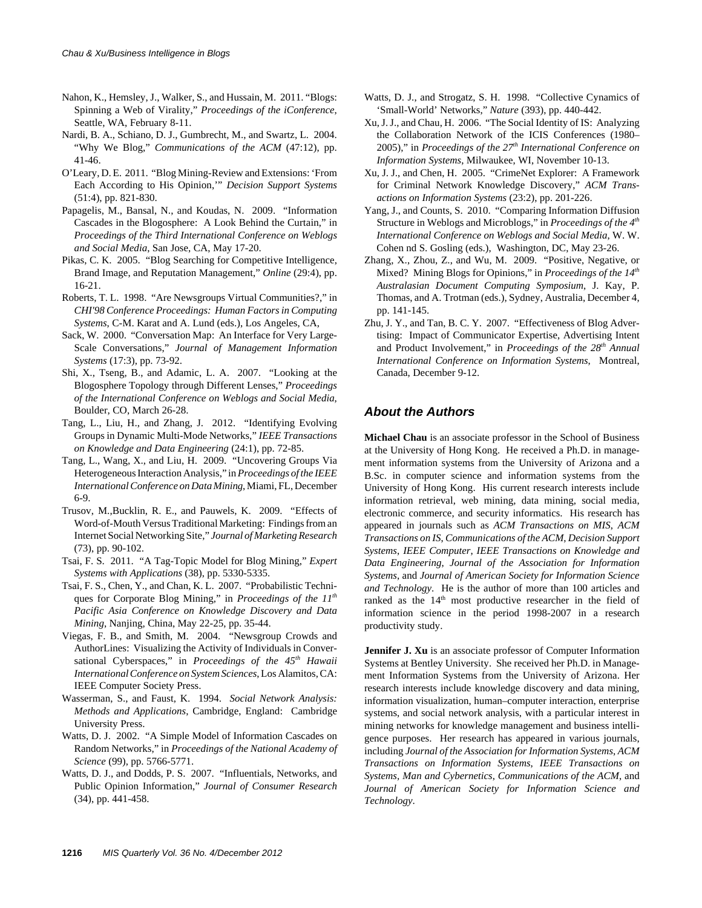Nahon, K., Hemsley, J., Walker, S., and Hussain, M. 2011. "Blogs: Spinning a Web of Virality," *Proceedings of the iConference*, Seattle, WA, February 8-11.

Nardi, B. A., Schiano, D. J., Gumbrecht, M., and Swartz, L. 2004. "Why We Blog," *Communications of the ACM* (47:12), pp. 41-46.

O'Leary, D. E. 2011. "Blog Mining-Review and Extensions: 'From Each According to His Opinion,'" *Decision Support Systems* (51:4), pp. 821-830.

Papagelis, M., Bansal, N., and Koudas, N. 2009. "Information Cascades in the Blogosphere: A Look Behind the Curtain," in *Proceedings of the Third International Conference on Weblogs and Social Media*, San Jose, CA, May 17-20.

Pikas, C. K. 2005. "Blog Searching for Competitive Intelligence, Brand Image, and Reputation Management," *Online* (29:4), pp. 16-21.

Roberts, T. L. 1998. "Are Newsgroups Virtual Communities?," in *CHI'98 Conference Proceedings: Human Factors in Computing Systems*, C-M. Karat and A. Lund (eds.), Los Angeles, CA,

Sack, W. 2000. "Conversation Map: An Interface for Very Large-Scale Conversations," *Journal of Management Information Systems* (17:3), pp. 73-92.

Shi, X., Tseng, B., and Adamic, L. A. 2007. "Looking at the Blogosphere Topology through Different Lenses," *Proceedings of the International Conference on Weblogs and Social Media*, Boulder, CO, March 26-28.

Tang, L., Liu, H., and Zhang, J. 2012. "Identifying Evolving Groups in Dynamic Multi-Mode Networks," *IEEE Transactions on Knowledge and Data Engineering* (24:1), pp. 72-85.

Tang, L., Wang, X., and Liu, H. 2009. "Uncovering Groups Via Heterogeneous Interaction Analysis," in *Proceedings of the IEEE International Conference on Data Mining*, Miami, FL, December 6-9.

Trusov, M.,Bucklin, R. E., and Pauwels, K. 2009. "Effects of Word-of-Mouth Versus Traditional Marketing: Findings from an Internet Social Networking Site," *Journal of Marketing Research* (73), pp. 90-102.

Tsai, F. S. 2011. "A Tag-Topic Model for Blog Mining," *Expert Systems with Applications* (38), pp. 5330-5335.

Tsai, F. S., Chen, Y., and Chan, K. L. 2007. "Probabilistic Techniques for Corporate Blog Mining," in *Proceedings of the 11th Pacific Asia Conference on Knowledge Discovery and Data Mining*, Nanjing, China, May 22-25, pp. 35-44.

Viegas, F. B., and Smith, M. 2004. "Newsgroup Crowds and AuthorLines: Visualizing the Activity of Individuals in Conversational Cyberspaces," in *Proceedings of the 45th Hawaii International Conference on System Sciences*, Los Alamitos, CA: IEEE Computer Society Press.

Wasserman, S., and Faust, K. 1994. *Social Network Analysis: Methods and Applications*, Cambridge, England: Cambridge University Press.

Watts, D. J. 2002. "A Simple Model of Information Cascades on Random Networks," in *Proceedings of the National Academy of Science* (99), pp. 5766-5771.

Watts, D. J., and Dodds, P. S. 2007. "Influentials, Networks, and Public Opinion Information," *Journal of Consumer Research* (34), pp. 441-458.

Watts, D. J., and Strogatz, S. H. 1998. "Collective Cynamics of 'Small-World' Networks," *Nature* (393), pp. 440-442.

Xu, J. J., and Chau, H. 2006. "The Social Identity of IS: Analyzing the Collaboration Network of the ICIS Conferences (1980–2005)," in *Proceedings of the 27th International Conference on Information Systems*, Milwaukee, WI, November 10-13.

Xu, J. J., and Chen, H. 2005. "CrimeNet Explorer: A Framework for Criminal Network Knowledge Discovery," *ACM Transactions on Information Systems* (23:2), pp. 201-226.

Yang, J., and Counts, S. 2010. "Comparing Information Diffusion Structure in Weblogs and Microblogs," in *Proceedings of the 4th International Conference on Weblogs and Social Media*, W. W. Cohen nd S. Gosling (eds.), Washington, DC, May 23-26.

Zhang, X., Zhou, Z., and Wu, M. 2009. "Positive, Negative, or Mixed? Mining Blogs for Opinions," in *Proceedings of the 14th Australasian Document Computing Symposium*, J. Kay, P. Thomas, and A. Trotman (eds.), Sydney, Australia, December 4, pp. 141-145.

Zhu, J. Y., and Tan, B. C. Y. 2007. "Effectiveness of Blog Advertising: Impact of Communicator Expertise, Advertising Intent and Product Involvement," in *Proceedings of the 28th Annual International Conference on Information Systems*, Montreal, Canada, December 9-12.

## About the Authors

**Michael Chau** is an associate professor in the School of Business at the University of Hong Kong. He received a Ph.D. in management information systems from the University of Arizona and a B.Sc. in computer science and information systems from the University of Hong Kong. His current research interests include information retrieval, web mining, data mining, social media, electronic commerce, and security informatics. His research has appeared in journals such as *ACM Transactions on MIS*, *ACM Transactions on IS*, *Communications of the ACM*, *Decision Support Systems*, *IEEE Computer*, *IEEE Transactions on Knowledge and Data Engineering*, *Journal of the Association for Information Systems*, and *Journal of American Society for Information Science and Technology*. He is the author of more than 100 articles and ranked as the 14th most productive researcher in the field of information science in the period 1998-2007 in a research productivity study.

**Jennifer J. Xu** is an associate professor of Computer Information Systems at Bentley University. She received her Ph.D. in Management Information Systems from the University of Arizona. Her research interests include knowledge discovery and data mining, information visualization, human–computer interaction, enterprise systems, and social network analysis, with a particular interest in mining networks for knowledge management and business intelligence purposes. Her research has appeared in various journals, including *Journal of the Association for Information Systems*, *ACM Transactions on Information Systems*, *IEEE Transactions on Systems, Man and Cybernetics*, *Communications of the ACM*, and *Journal of American Society for Information Science and Technology*.